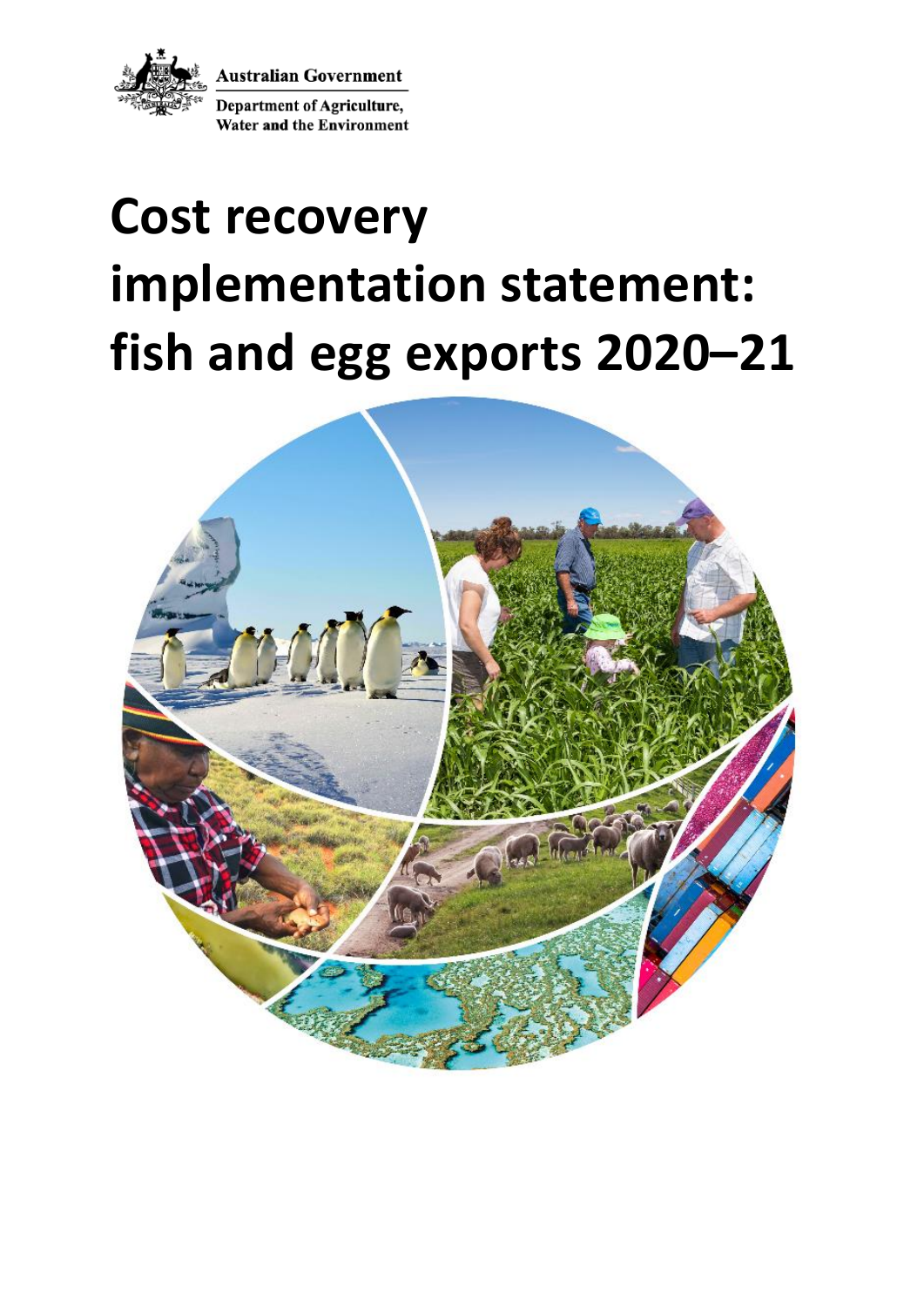Australian Government

Department of Agriculture, Water and the Environment

# Cost recovery implementation statement: fish and egg exports 2020–21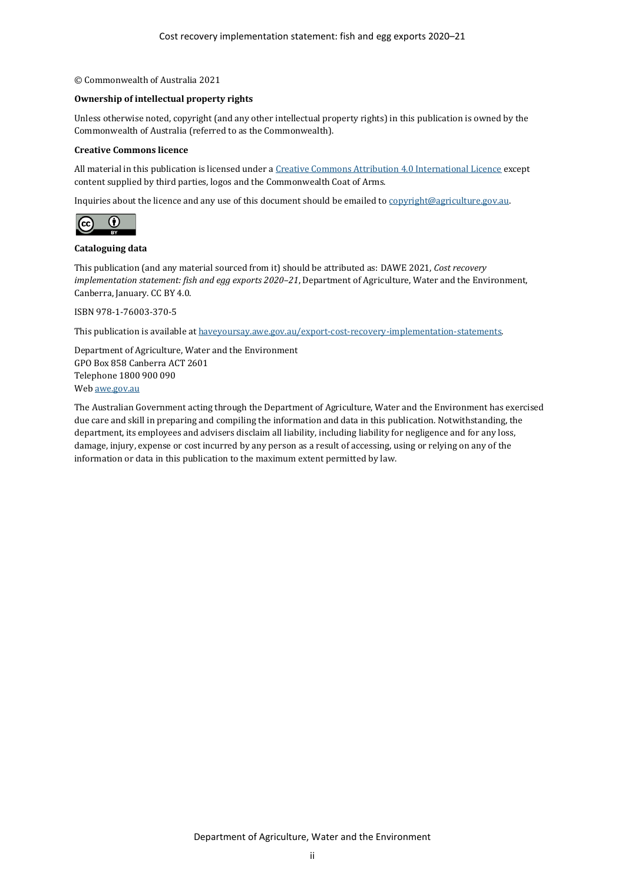© Commonwealth of Australia 2021

**Ownership of intellectual property rights**

Unless otherwise noted, copyright (and any other intellectual property rights) in this publication is owned by the Commonwealth of Australia (referred to as the Commonwealth).

**Creative Commons licence**

All material in this publication is licensed under a [Creative Commons Attribution 4.0 International Licence](https://creativecommons.org/licenses/by/4.0/legalcode) except content supplied by third parties, logos and the Commonwealth Coat of Arms.

Inquiries about the licence and any use of this document should be emailed to [copyright@agriculture.gov.au](mailto:copyright@agriculture.gov.au).

**Cataloguing data**

This publication (and any material sourced from it) should be attributed as: DAWE 2021, *Cost recovery implementation statement: fish and egg exports 2020–21*, Department of Agriculture, Water and the Environment, Canberra, January. CC BY 4.0.

ISBN 978-1-76003-370-5

This publication is available at [haveyoursay.awe.gov.au/export-cost-recovery-implementation-statements](https://haveyoursay.awe.gov.au/export-cost-recovery-implementation-statements).

Department of Agriculture, Water and the Environment
GPO Box 858 Canberra ACT 2601
Telephone 1800 900 090
Web [awe.gov.au](https://awe.gov.au)

The Australian Government acting through the Department of Agriculture, Water and the Environment has exercised due care and skill in preparing and compiling the information and data in this publication. Notwithstanding, the department, its employees and advisers disclaim all liability, including liability for negligence and for any loss, damage, injury, expense or cost incurred by any person as a result of accessing, using or relying on any of the information or data in this publication to the maximum extent permitted by law.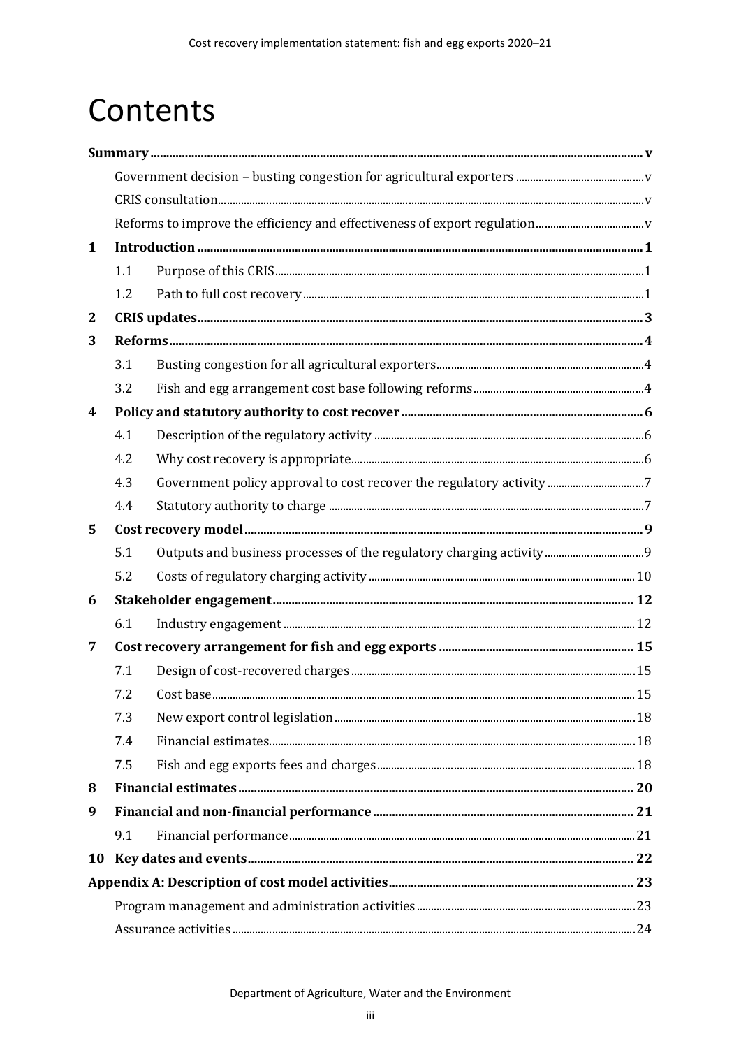# Contents

| | | |
|---|---|---|
| **Summary** | | **v** |
| Government decision – busting congestion for agricultural exporters | | v |
| CRIS consultation | | v |
| Reforms to improve the efficiency and effectiveness of export regulation | | v |
| **1** | **Introduction** | **1** |
| 1.1 | Purpose of this CRIS | 1 |
| 1.2 | Path to full cost recovery | 1 |
| **2** | **CRIS updates** | **3** |
| **3** | **Reforms** | **4** |
| 3.1 | Busting congestion for all agricultural exporters | 4 |
| 3.2 | Fish and egg arrangement cost base following reforms | 4 |
| **4** | **Policy and statutory authority to cost recover** | **6** |
| 4.1 | Description of the regulatory activity | 6 |
| 4.2 | Why cost recovery is appropriate | 6 |
| 4.3 | Government policy approval to cost recover the regulatory activity | 7 |
| 4.4 | Statutory authority to charge | 7 |
| **5** | **Cost recovery model** | **9** |
| 5.1 | Outputs and business processes of the regulatory charging activity | 9 |
| 5.2 | Costs of regulatory charging activity | 10 |
| **6** | **Stakeholder engagement** | **12** |
| 6.1 | Industry engagement | 12 |
| **7** | **Cost recovery arrangement for fish and egg exports** | **15** |
| 7.1 | Design of cost-recovered charges | 15 |
| 7.2 | Cost base | 15 |
| 7.3 | New export control legislation | 18 |
| 7.4 | Financial estimates | 18 |
| 7.5 | Fish and egg exports fees and charges | 18 |
| **8** | **Financial estimates** | **20** |
| **9** | **Financial and non-financial performance** | **21** |
| 9.1 | Financial performance | 21 |
| **10** | **Key dates and events** | **22** |
| **Appendix A: Description of cost model activities** | | **23** |
| Program management and administration activities | | 23 |
| Assurance activities | | 24 |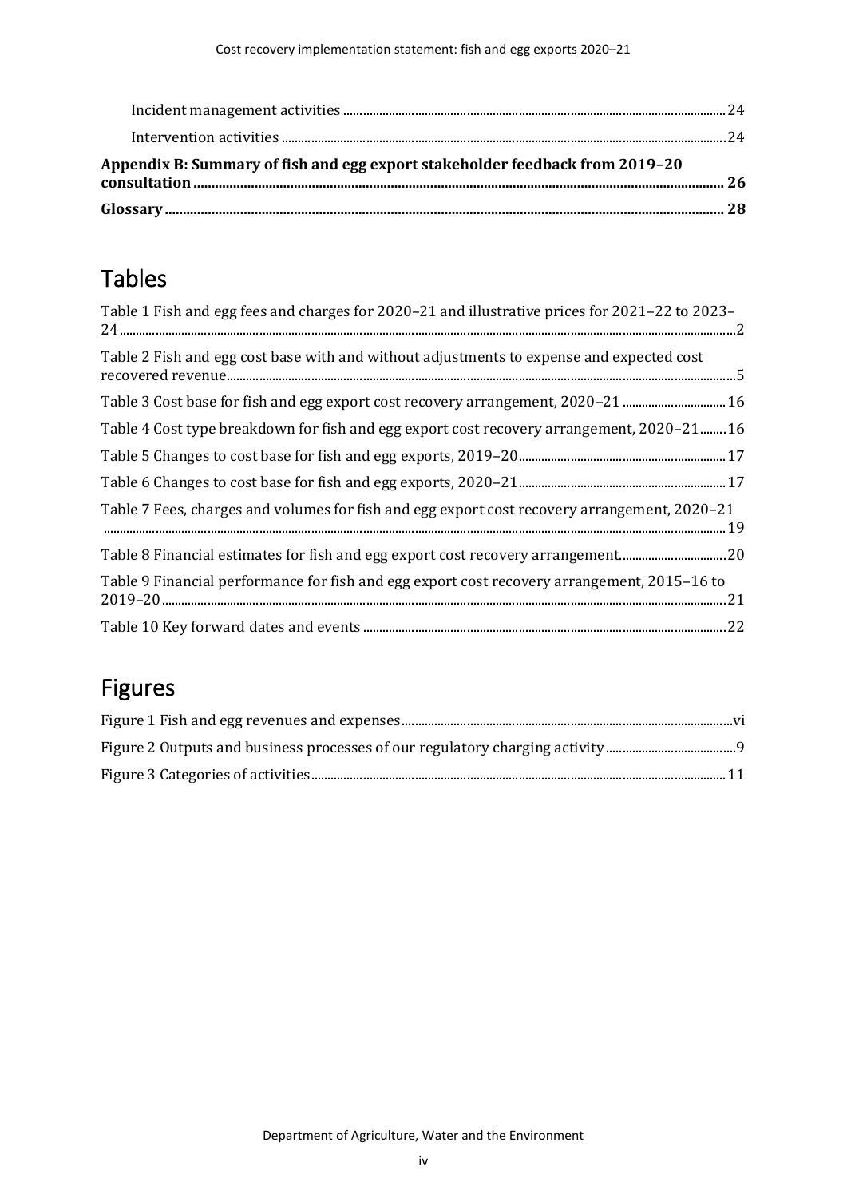Incident management activities ........ 24

Intervention activities ........ 24

**Appendix B: Summary of fish and egg export stakeholder feedback from 2019–20 consultation ........ 26**

**Glossary ........ 28**

# Tables

Table 1 Fish and egg fees and charges for 2020–21 and illustrative prices for 2021–22 to 2023–24 ........ 2

Table 2 Fish and egg cost base with and without adjustments to expense and expected cost recovered revenue ........ 5

Table 3 Cost base for fish and egg export cost recovery arrangement, 2020–21 ........ 16

Table 4 Cost type breakdown for fish and egg export cost recovery arrangement, 2020–21 ........ 16

Table 5 Changes to cost base for fish and egg exports, 2019–20 ........ 17

Table 6 Changes to cost base for fish and egg exports, 2020–21 ........ 17

Table 7 Fees, charges and volumes for fish and egg export cost recovery arrangement, 2020–21 ........ 19

Table 8 Financial estimates for fish and egg export cost recovery arrangement ........ 20

Table 9 Financial performance for fish and egg export cost recovery arrangement, 2015–16 to 2019–20 ........ 21

Table 10 Key forward dates and events ........ 22

# Figures

Figure 1 Fish and egg revenues and expenses ........ vi

Figure 2 Outputs and business processes of our regulatory charging activity ........ 9

Figure 3 Categories of activities ........ 11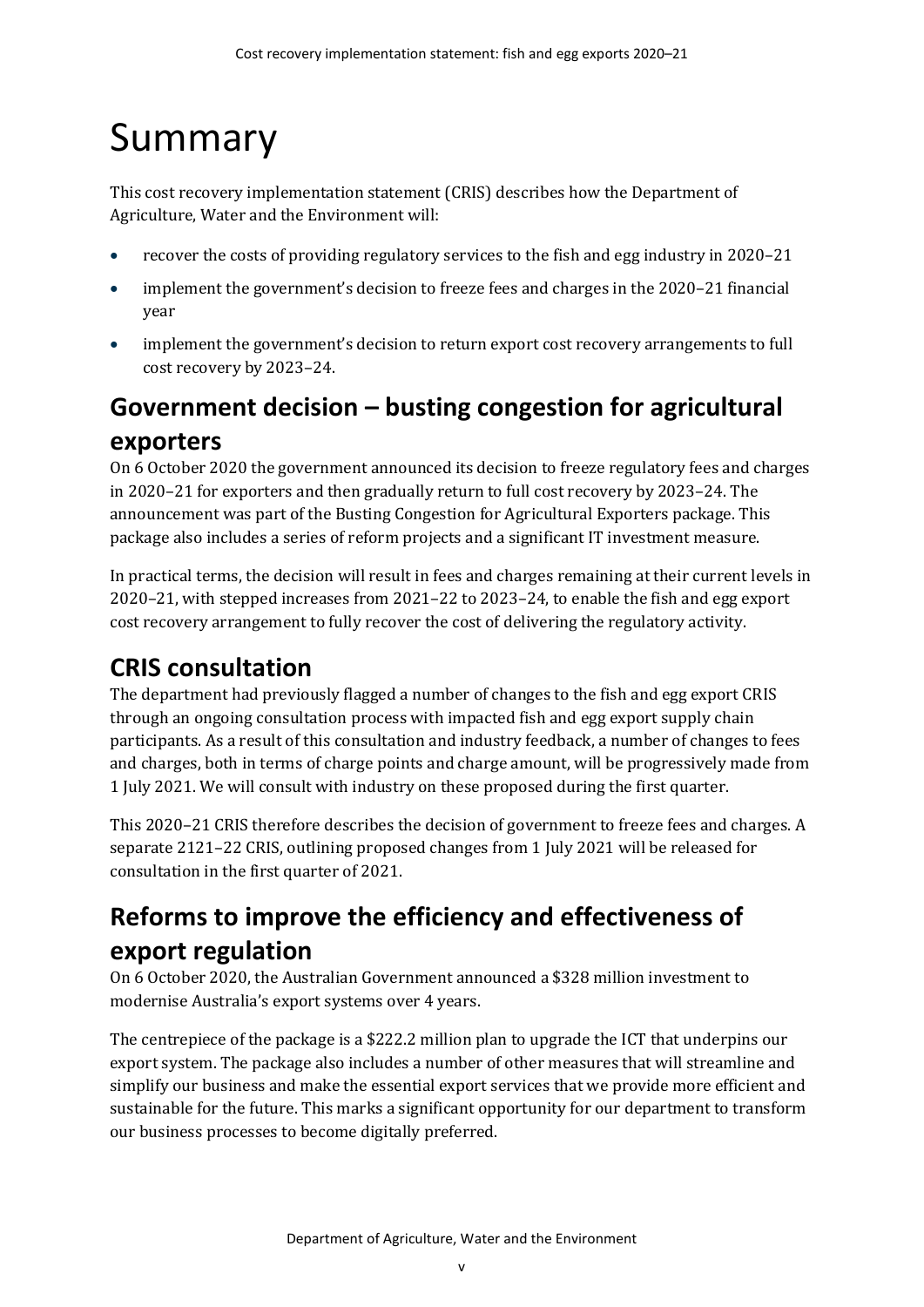#  Summary

This cost recovery implementation statement (CRIS) describes how the Department of Agriculture, Water and the Environment will:

- recover the costs of providing regulatory services to the fish and egg industry in 2020–21
- implement the government's decision to freeze fees and charges in the 2020–21 financial year
- implement the government's decision to return export cost recovery arrangements to full cost recovery by 2023–24.

## Government decision – busting congestion for agricultural exporters

On 6 October 2020 the government announced its decision to freeze regulatory fees and charges in 2020–21 for exporters and then gradually return to full cost recovery by 2023–24. The announcement was part of the Busting Congestion for Agricultural Exporters package. This package also includes a series of reform projects and a significant IT investment measure.

In practical terms, the decision will result in fees and charges remaining at their current levels in 2020–21, with stepped increases from 2021–22 to 2023–24, to enable the fish and egg export cost recovery arrangement to fully recover the cost of delivering the regulatory activity.

## CRIS consultation

The department had previously flagged a number of changes to the fish and egg export CRIS through an ongoing consultation process with impacted fish and egg export supply chain participants. As a result of this consultation and industry feedback, a number of changes to fees and charges, both in terms of charge points and charge amount, will be progressively made from 1 July 2021. We will consult with industry on these proposed during the first quarter.

This 2020–21 CRIS therefore describes the decision of government to freeze fees and charges. A separate 2121–22 CRIS, outlining proposed changes from 1 July 2021 will be released for consultation in the first quarter of 2021.

## Reforms to improve the efficiency and effectiveness of export regulation

On 6 October 2020, the Australian Government announced a $328 million investment to modernise Australia's export systems over 4 years.

The centrepiece of the package is a $222.2 million plan to upgrade the ICT that underpins our export system. The package also includes a number of other measures that will streamline and simplify our business and make the essential export services that we provide more efficient and sustainable for the future. This marks a significant opportunity for our department to transform our business processes to become digitally preferred.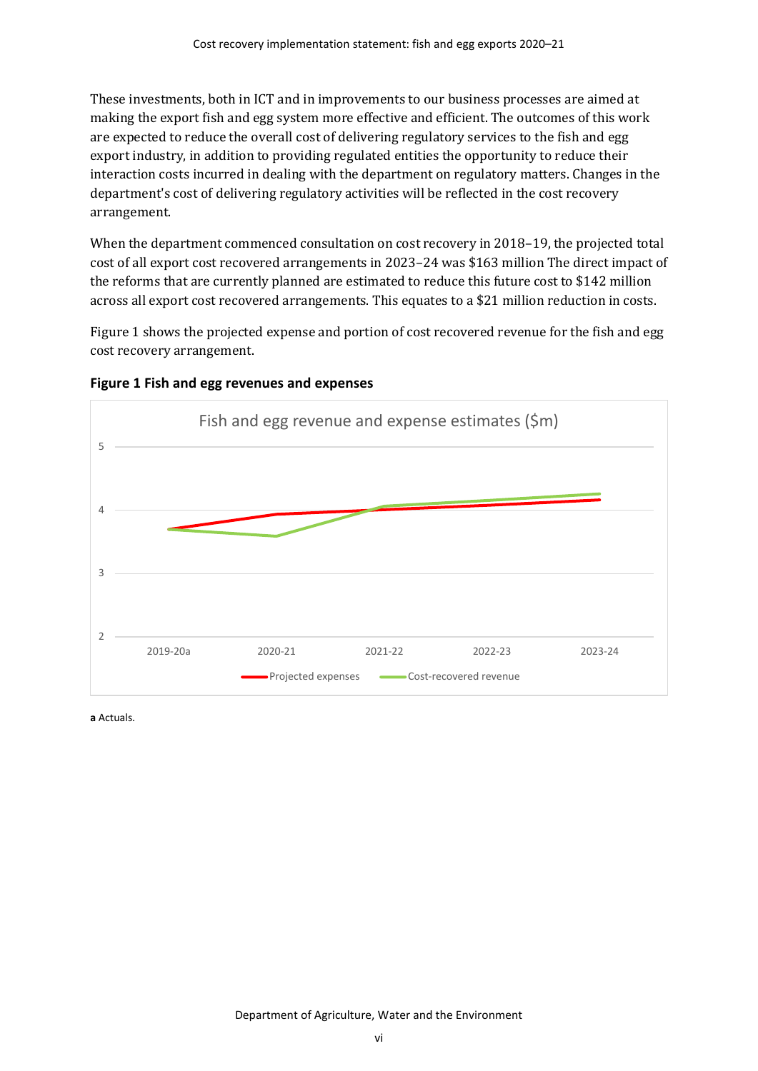These investments, both in ICT and in improvements to our business processes are aimed at making the export fish and egg system more effective and efficient. The outcomes of this work are expected to reduce the overall cost of delivering regulatory services to the fish and egg export industry, in addition to providing regulated entities the opportunity to reduce their interaction costs incurred in dealing with the department on regulatory matters. Changes in the department's cost of delivering regulatory activities will be reflected in the cost recovery arrangement.

When the department commenced consultation on cost recovery in 2018–19, the projected total cost of all export cost recovered arrangements in 2023–24 was $163 million The direct impact of the reforms that are currently planned are estimated to reduce this future cost to $142 million across all export cost recovered arrangements. This equates to a $21 million reduction in costs.

Figure 1 shows the projected expense and portion of cost recovered revenue for the fish and egg cost recovery arrangement.

**Figure 1 Fish and egg revenues and expenses**

Fish and egg revenue and expense estimates ($m)

Legend: Projected expenses; Cost-recovered revenue

X-axis: 2019-20a, 2020-21, 2021-22, 2022-23, 2023-24

Y-axis: 2, 3, 4, 5

**a** Actuals.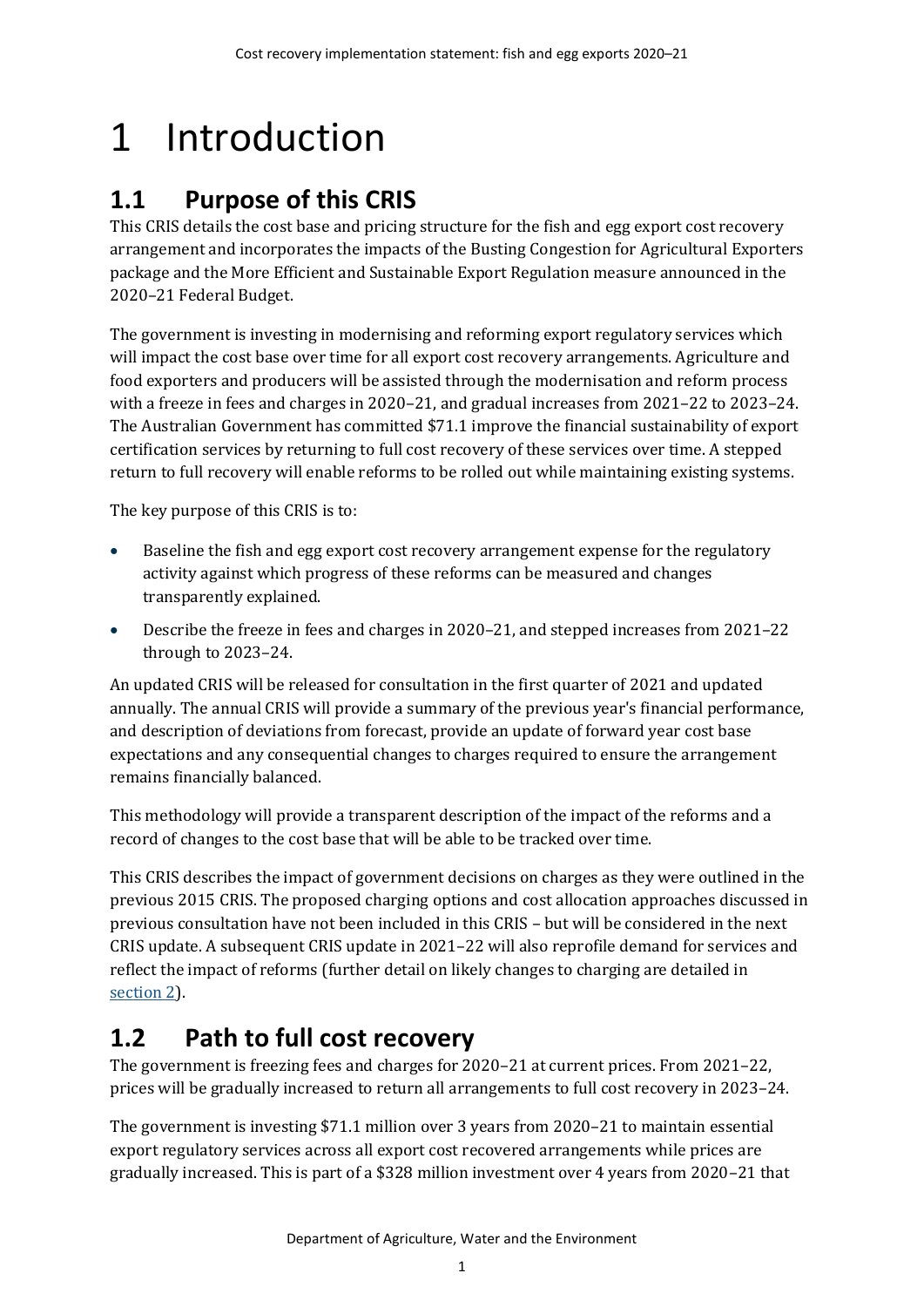# 1 Introduction

## 1.1 Purpose of this CRIS

This CRIS details the cost base and pricing structure for the fish and egg export cost recovery arrangement and incorporates the impacts of the Busting Congestion for Agricultural Exporters package and the More Efficient and Sustainable Export Regulation measure announced in the 2020–21 Federal Budget.

The government is investing in modernising and reforming export regulatory services which will impact the cost base over time for all export cost recovery arrangements. Agriculture and food exporters and producers will be assisted through the modernisation and reform process with a freeze in fees and charges in 2020–21, and gradual increases from 2021–22 to 2023–24. The Australian Government has committed $71.1 improve the financial sustainability of export certification services by returning to full cost recovery of these services over time. A stepped return to full recovery will enable reforms to be rolled out while maintaining existing systems.

The key purpose of this CRIS is to:

- Baseline the fish and egg export cost recovery arrangement expense for the regulatory activity against which progress of these reforms can be measured and changes transparently explained.
- Describe the freeze in fees and charges in 2020–21, and stepped increases from 2021–22 through to 2023–24.

An updated CRIS will be released for consultation in the first quarter of 2021 and updated annually. The annual CRIS will provide a summary of the previous year's financial performance, and description of deviations from forecast, provide an update of forward year cost base expectations and any consequential changes to charges required to ensure the arrangement remains financially balanced.

This methodology will provide a transparent description of the impact of the reforms and a record of changes to the cost base that will be able to be tracked over time.

This CRIS describes the impact of government decisions on charges as they were outlined in the previous 2015 CRIS. The proposed charging options and cost allocation approaches discussed in previous consultation have not been included in this CRIS – but will be considered in the next CRIS update. A subsequent CRIS update in 2021–22 will also reprofile demand for services and reflect the impact of reforms (further detail on likely changes to charging are detailed in section 2).

## 1.2 Path to full cost recovery

The government is freezing fees and charges for 2020–21 at current prices. From 2021–22, prices will be gradually increased to return all arrangements to full cost recovery in 2023–24.

The government is investing $71.1 million over 3 years from 2020–21 to maintain essential export regulatory services across all export cost recovered arrangements while prices are gradually increased. This is part of a $328 million investment over 4 years from 2020–21 that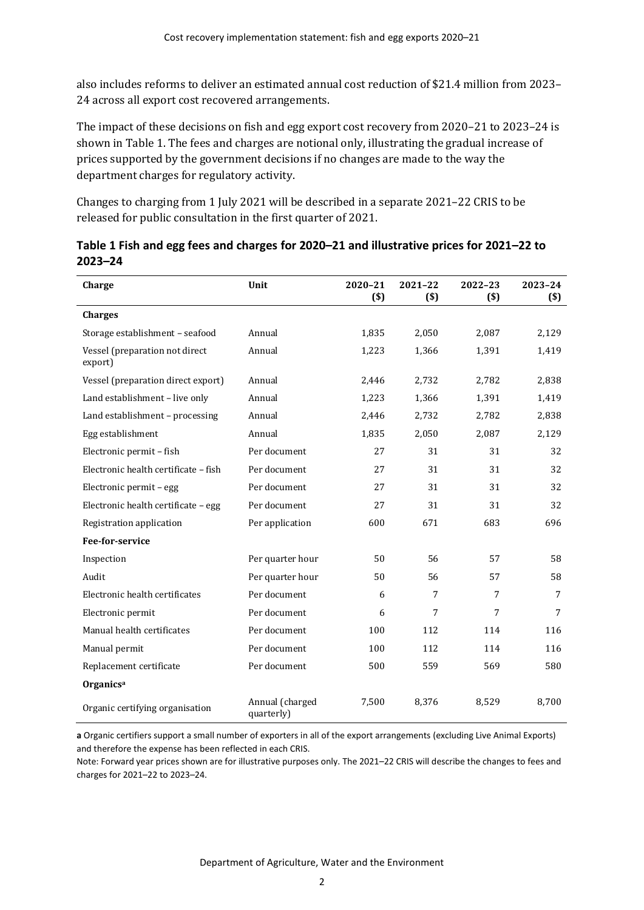also includes reforms to deliver an estimated annual cost reduction of $21.4 million from 2023–24 across all export cost recovered arrangements.

The impact of these decisions on fish and egg export cost recovery from 2020–21 to 2023–24 is shown in Table 1. The fees and charges are notional only, illustrating the gradual increase of prices supported by the government decisions if no changes are made to the way the department charges for regulatory activity.

Changes to charging from 1 July 2021 will be described in a separate 2021–22 CRIS to be released for public consultation in the first quarter of 2021.

**Table 1 Fish and egg fees and charges for 2020–21 and illustrative prices for 2021–22 to 2023–24**

| Charge | Unit | 2020–21 ($) | 2021–22 ($) | 2022–23 ($) | 2023–24 ($) |
|---|---|---|---|---|---|
| **Charges** | | | | | |
| Storage establishment – seafood | Annual | 1,835 | 2,050 | 2,087 | 2,129 |
| Vessel (preparation not direct export) | Annual | 1,223 | 1,366 | 1,391 | 1,419 |
| Vessel (preparation direct export) | Annual | 2,446 | 2,732 | 2,782 | 2,838 |
| Land establishment – live only | Annual | 1,223 | 1,366 | 1,391 | 1,419 |
| Land establishment – processing | Annual | 2,446 | 2,732 | 2,782 | 2,838 |
| Egg establishment | Annual | 1,835 | 2,050 | 2,087 | 2,129 |
| Electronic permit – fish | Per document | 27 | 31 | 31 | 32 |
| Electronic health certificate – fish | Per document | 27 | 31 | 31 | 32 |
| Electronic permit – egg | Per document | 27 | 31 | 31 | 32 |
| Electronic health certificate – egg | Per document | 27 | 31 | 31 | 32 |
| Registration application | Per application | 600 | 671 | 683 | 696 |
| **Fee-for-service** | | | | | |
| Inspection | Per quarter hour | 50 | 56 | 57 | 58 |
| Audit | Per quarter hour | 50 | 56 | 57 | 58 |
| Electronic health certificates | Per document | 6 | 7 | 7 | 7 |
| Electronic permit | Per document | 6 | 7 | 7 | 7 |
| Manual health certificates | Per document | 100 | 112 | 114 | 116 |
| Manual permit | Per document | 100 | 112 | 114 | 116 |
| Replacement certificate | Per document | 500 | 559 | 569 | 580 |
| **Organics**[a] | | | | | |
| Organic certifying organisation | Annual (charged quarterly) | 7,500 | 8,376 | 8,529 | 8,700 |

**a** Organic certifiers support a small number of exporters in all of the export arrangements (excluding Live Animal Exports) and therefore the expense has been reflected in each CRIS.

Note: Forward year prices shown are for illustrative purposes only. The 2021–22 CRIS will describe the changes to fees and charges for 2021–22 to 2023–24.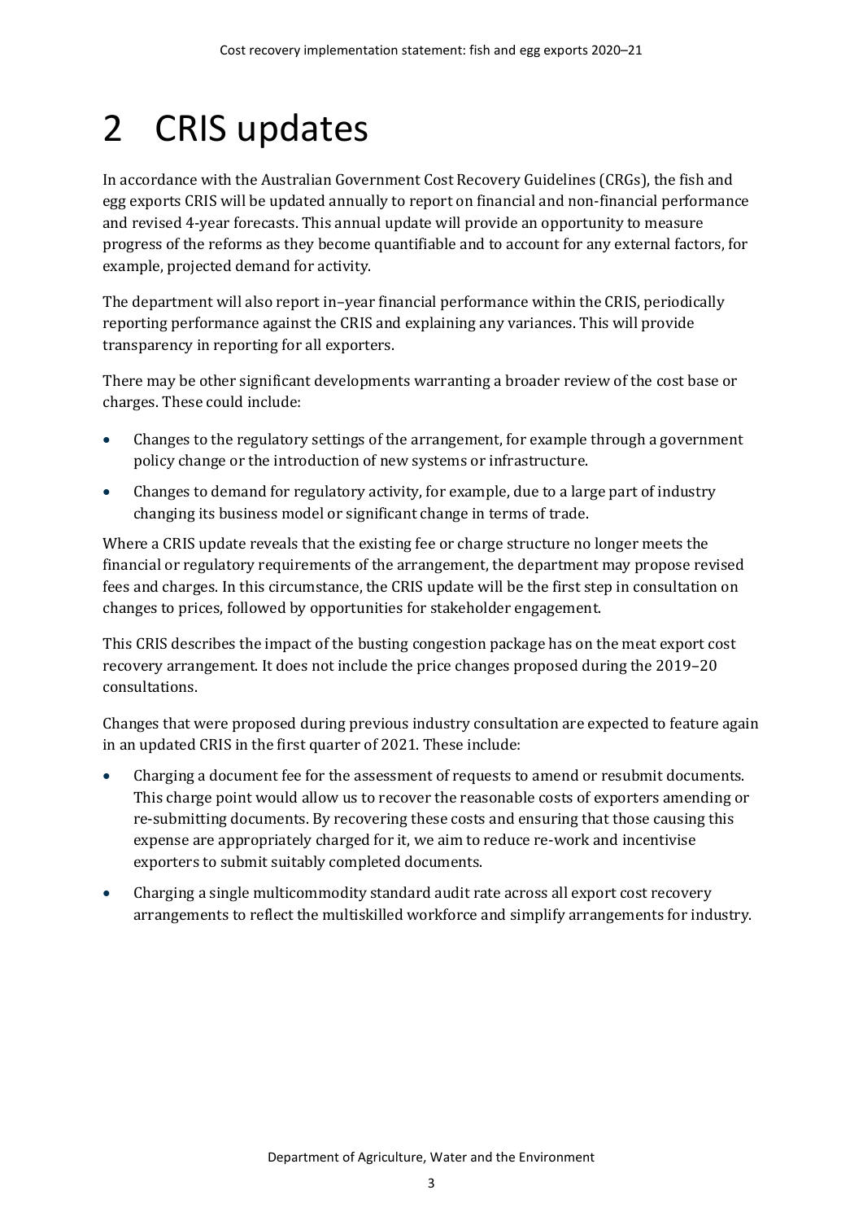# 2 CRIS updates

In accordance with the Australian Government Cost Recovery Guidelines (CRGs), the fish and egg exports CRIS will be updated annually to report on financial and non-financial performance and revised 4-year forecasts. This annual update will provide an opportunity to measure progress of the reforms as they become quantifiable and to account for any external factors, for example, projected demand for activity.

The department will also report in–year financial performance within the CRIS, periodically reporting performance against the CRIS and explaining any variances. This will provide transparency in reporting for all exporters.

There may be other significant developments warranting a broader review of the cost base or charges. These could include:

- Changes to the regulatory settings of the arrangement, for example through a government policy change or the introduction of new systems or infrastructure.
- Changes to demand for regulatory activity, for example, due to a large part of industry changing its business model or significant change in terms of trade.

Where a CRIS update reveals that the existing fee or charge structure no longer meets the financial or regulatory requirements of the arrangement, the department may propose revised fees and charges. In this circumstance, the CRIS update will be the first step in consultation on changes to prices, followed by opportunities for stakeholder engagement.

This CRIS describes the impact of the busting congestion package has on the meat export cost recovery arrangement. It does not include the price changes proposed during the 2019–20 consultations.

Changes that were proposed during previous industry consultation are expected to feature again in an updated CRIS in the first quarter of 2021. These include:

- Charging a document fee for the assessment of requests to amend or resubmit documents. This charge point would allow us to recover the reasonable costs of exporters amending or re-submitting documents. By recovering these costs and ensuring that those causing this expense are appropriately charged for it, we aim to reduce re-work and incentivise exporters to submit suitably completed documents.
- Charging a single multicommodity standard audit rate across all export cost recovery arrangements to reflect the multiskilled workforce and simplify arrangements for industry.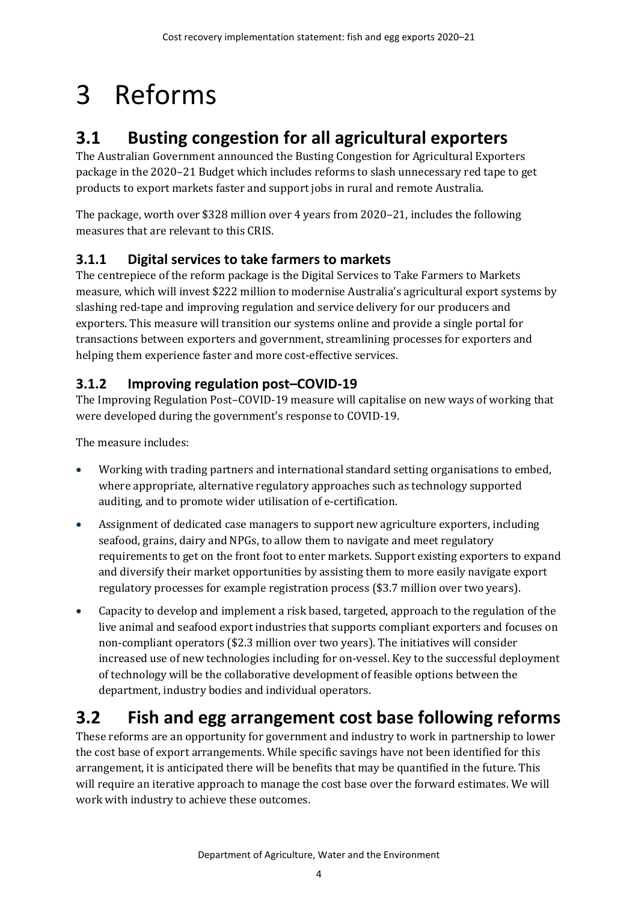# 3 Reforms

## 3.1 Busting congestion for all agricultural exporters

The Australian Government announced the Busting Congestion for Agricultural Exporters package in the 2020–21 Budget which includes reforms to slash unnecessary red tape to get products to export markets faster and support jobs in rural and remote Australia.

The package, worth over $328 million over 4 years from 2020–21, includes the following measures that are relevant to this CRIS.

### 3.1.1 Digital services to take farmers to markets

The centrepiece of the reform package is the Digital Services to Take Farmers to Markets measure, which will invest $222 million to modernise Australia's agricultural export systems by slashing red-tape and improving regulation and service delivery for our producers and exporters. This measure will transition our systems online and provide a single portal for transactions between exporters and government, streamlining processes for exporters and helping them experience faster and more cost-effective services.

### 3.1.2 Improving regulation post–COVID-19

The Improving Regulation Post–COVID-19 measure will capitalise on new ways of working that were developed during the government's response to COVID-19.

The measure includes:

- Working with trading partners and international standard setting organisations to embed, where appropriate, alternative regulatory approaches such as technology supported auditing, and to promote wider utilisation of e-certification.
- Assignment of dedicated case managers to support new agriculture exporters, including seafood, grains, dairy and NPGs, to allow them to navigate and meet regulatory requirements to get on the front foot to enter markets. Support existing exporters to expand and diversify their market opportunities by assisting them to more easily navigate export regulatory processes for example registration process ($3.7 million over two years).
- Capacity to develop and implement a risk based, targeted, approach to the regulation of the live animal and seafood export industries that supports compliant exporters and focuses on non-compliant operators ($2.3 million over two years). The initiatives will consider increased use of new technologies including for on-vessel. Key to the successful deployment of technology will be the collaborative development of feasible options between the department, industry bodies and individual operators.

## 3.2 Fish and egg arrangement cost base following reforms

These reforms are an opportunity for government and industry to work in partnership to lower the cost base of export arrangements. While specific savings have not been identified for this arrangement, it is anticipated there will be benefits that may be quantified in the future. This will require an iterative approach to manage the cost base over the forward estimates. We will work with industry to achieve these outcomes.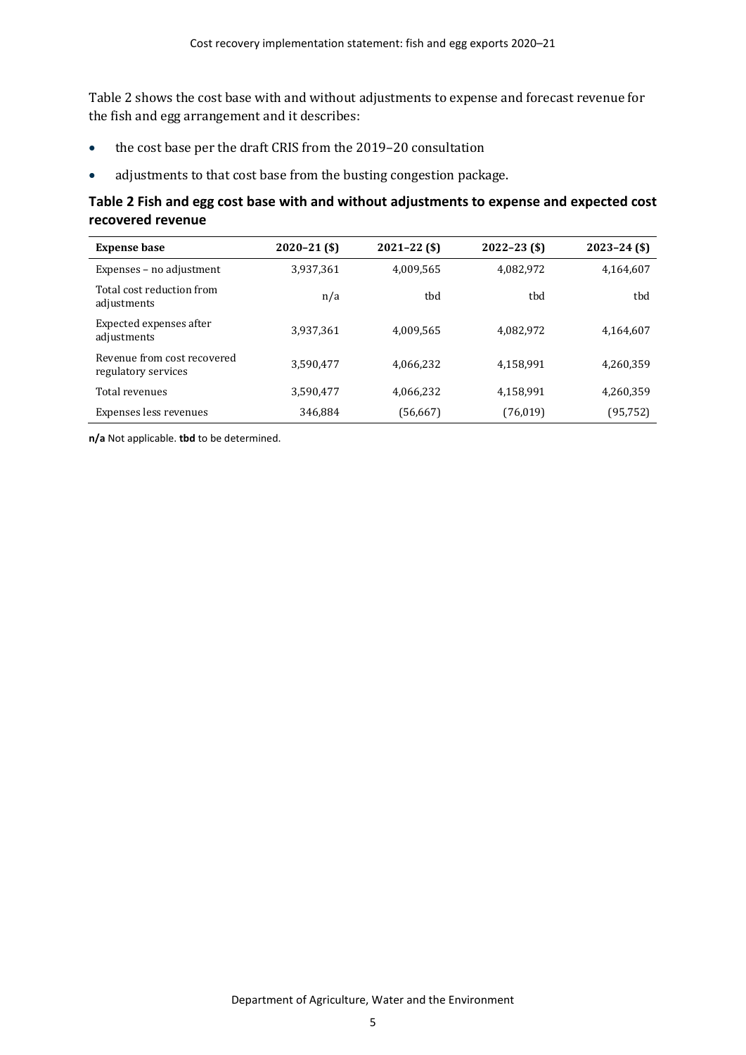Table 2 shows the cost base with and without adjustments to expense and forecast revenue for the fish and egg arrangement and it describes:

- the cost base per the draft CRIS from the 2019–20 consultation
- adjustments to that cost base from the busting congestion package.

### Table 2 Fish and egg cost base with and without adjustments to expense and expected cost recovered revenue

| Expense base | 2020–21 ($) | 2021–22 ($) | 2022–23 ($) | 2023–24 ($) |
| --- | --- | --- | --- | --- |
| Expenses – no adjustment | 3,937,361 | 4,009,565 | 4,082,972 | 4,164,607 |
| Total cost reduction from adjustments | n/a | tbd | tbd | tbd |
| Expected expenses after adjustments | 3,937,361 | 4,009,565 | 4,082,972 | 4,164,607 |
| Revenue from cost recovered regulatory services | 3,590,477 | 4,066,232 | 4,158,991 | 4,260,359 |
| Total revenues | 3,590,477 | 4,066,232 | 4,158,991 | 4,260,359 |
| Expenses less revenues | 346,884 | (56,667) | (76,019) | (95,752) |

**n/a** Not applicable. **tbd** to be determined.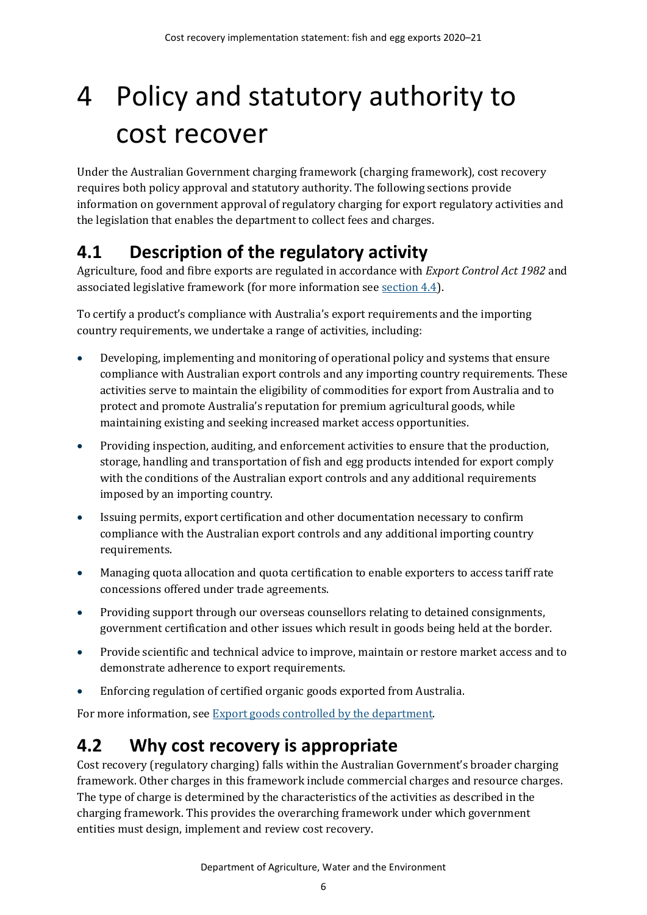# 4 Policy and statutory authority to cost recover

Under the Australian Government charging framework (charging framework), cost recovery requires both policy approval and statutory authority. The following sections provide information on government approval of regulatory charging for export regulatory activities and the legislation that enables the department to collect fees and charges.

## 4.1 Description of the regulatory activity

Agriculture, food and fibre exports are regulated in accordance with *Export Control Act 1982* and associated legislative framework (for more information see section 4.4).

To certify a product's compliance with Australia's export requirements and the importing country requirements, we undertake a range of activities, including:

- Developing, implementing and monitoring of operational policy and systems that ensure compliance with Australian export controls and any importing country requirements. These activities serve to maintain the eligibility of commodities for export from Australia and to protect and promote Australia's reputation for premium agricultural goods, while maintaining existing and seeking increased market access opportunities.
- Providing inspection, auditing, and enforcement activities to ensure that the production, storage, handling and transportation of fish and egg products intended for export comply with the conditions of the Australian export controls and any additional requirements imposed by an importing country.
- Issuing permits, export certification and other documentation necessary to confirm compliance with the Australian export controls and any additional importing country requirements.
- Managing quota allocation and quota certification to enable exporters to access tariff rate concessions offered under trade agreements.
- Providing support through our overseas counsellors relating to detained consignments, government certification and other issues which result in goods being held at the border.
- Provide scientific and technical advice to improve, maintain or restore market access and to demonstrate adherence to export requirements.
- Enforcing regulation of certified organic goods exported from Australia.

For more information, see Export goods controlled by the department.

## 4.2 Why cost recovery is appropriate

Cost recovery (regulatory charging) falls within the Australian Government's broader charging framework. Other charges in this framework include commercial charges and resource charges. The type of charge is determined by the characteristics of the activities as described in the charging framework. This provides the overarching framework under which government entities must design, implement and review cost recovery.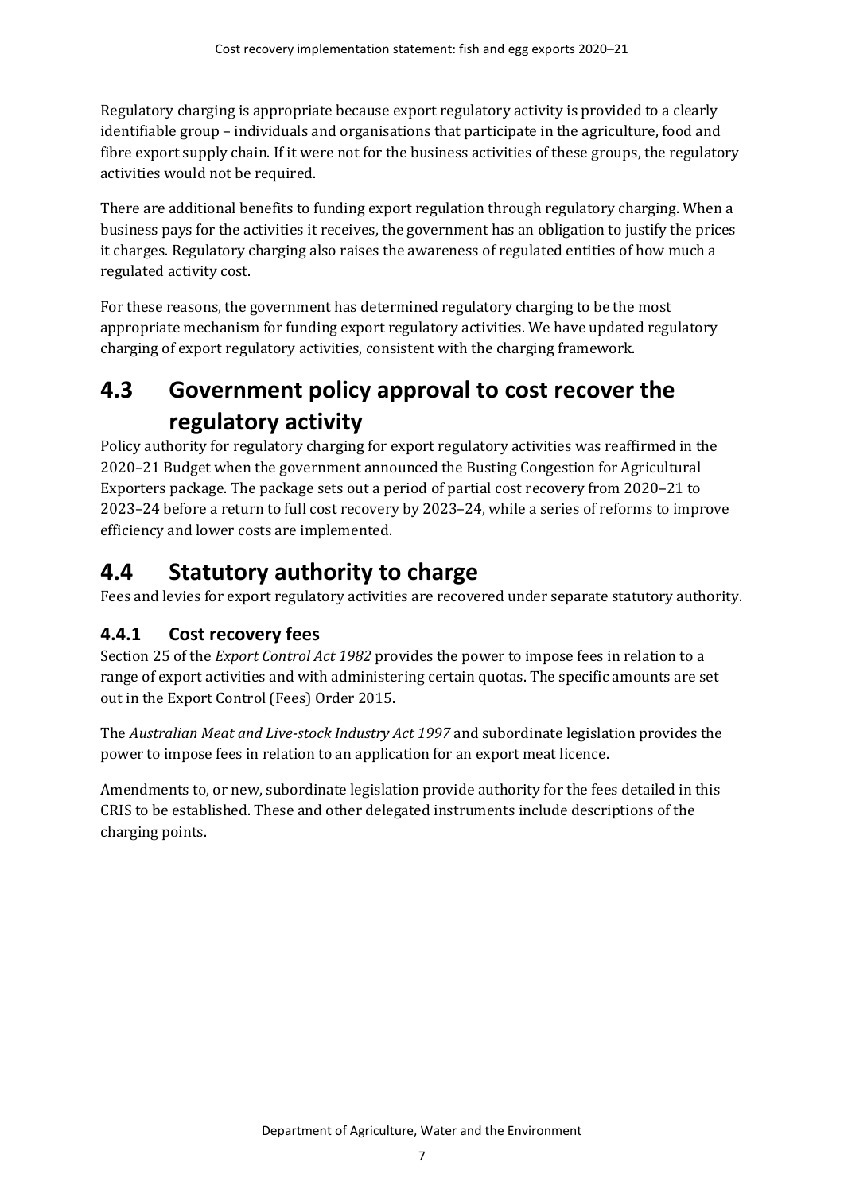Regulatory charging is appropriate because export regulatory activity is provided to a clearly identifiable group – individuals and organisations that participate in the agriculture, food and fibre export supply chain. If it were not for the business activities of these groups, the regulatory activities would not be required.

There are additional benefits to funding export regulation through regulatory charging. When a business pays for the activities it receives, the government has an obligation to justify the prices it charges. Regulatory charging also raises the awareness of regulated entities of how much a regulated activity cost.

For these reasons, the government has determined regulatory charging to be the most appropriate mechanism for funding export regulatory activities. We have updated regulatory charging of export regulatory activities, consistent with the charging framework.

## 4.3 Government policy approval to cost recover the regulatory activity

Policy authority for regulatory charging for export regulatory activities was reaffirmed in the 2020–21 Budget when the government announced the Busting Congestion for Agricultural Exporters package. The package sets out a period of partial cost recovery from 2020–21 to 2023–24 before a return to full cost recovery by 2023–24, while a series of reforms to improve efficiency and lower costs are implemented.

## 4.4 Statutory authority to charge

Fees and levies for export regulatory activities are recovered under separate statutory authority.

### 4.4.1 Cost recovery fees

Section 25 of the *Export Control Act 1982* provides the power to impose fees in relation to a range of export activities and with administering certain quotas. The specific amounts are set out in the Export Control (Fees) Order 2015.

The *Australian Meat and Live-stock Industry Act 1997* and subordinate legislation provides the power to impose fees in relation to an application for an export meat licence.

Amendments to, or new, subordinate legislation provide authority for the fees detailed in this CRIS to be established. These and other delegated instruments include descriptions of the charging points.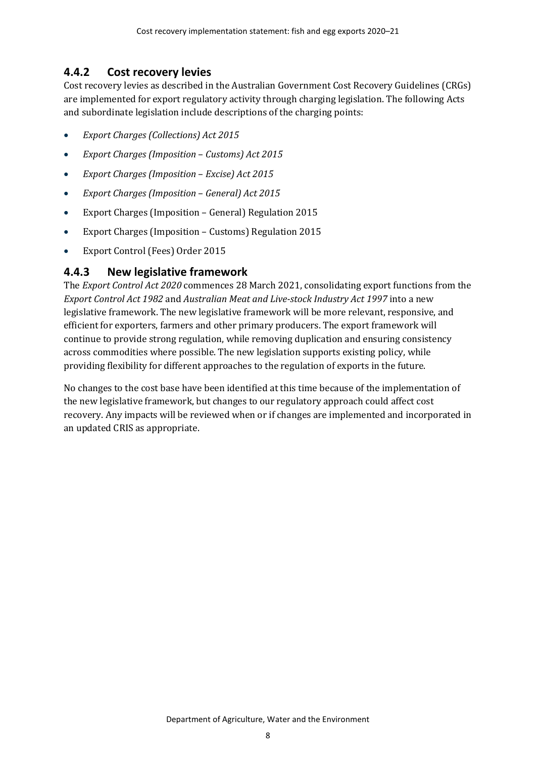### 4.4.2 Cost recovery levies

Cost recovery levies as described in the Australian Government Cost Recovery Guidelines (CRGs) are implemented for export regulatory activity through charging legislation. The following Acts and subordinate legislation include descriptions of the charging points:

- *Export Charges (Collections) Act 2015*
- *Export Charges (Imposition – Customs) Act 2015*
- *Export Charges (Imposition – Excise) Act 2015*
- *Export Charges (Imposition – General) Act 2015*
- Export Charges (Imposition – General) Regulation 2015
- Export Charges (Imposition – Customs) Regulation 2015
- Export Control (Fees) Order 2015

### 4.4.3 New legislative framework

The *Export Control Act 2020* commences 28 March 2021, consolidating export functions from the *Export Control Act 1982* and *Australian Meat and Live-stock Industry Act 1997* into a new legislative framework. The new legislative framework will be more relevant, responsive, and efficient for exporters, farmers and other primary producers. The export framework will continue to provide strong regulation, while removing duplication and ensuring consistency across commodities where possible. The new legislation supports existing policy, while providing flexibility for different approaches to the regulation of exports in the future.

No changes to the cost base have been identified at this time because of the implementation of the new legislative framework, but changes to our regulatory approach could affect cost recovery. Any impacts will be reviewed when or if changes are implemented and incorporated in an updated CRIS as appropriate.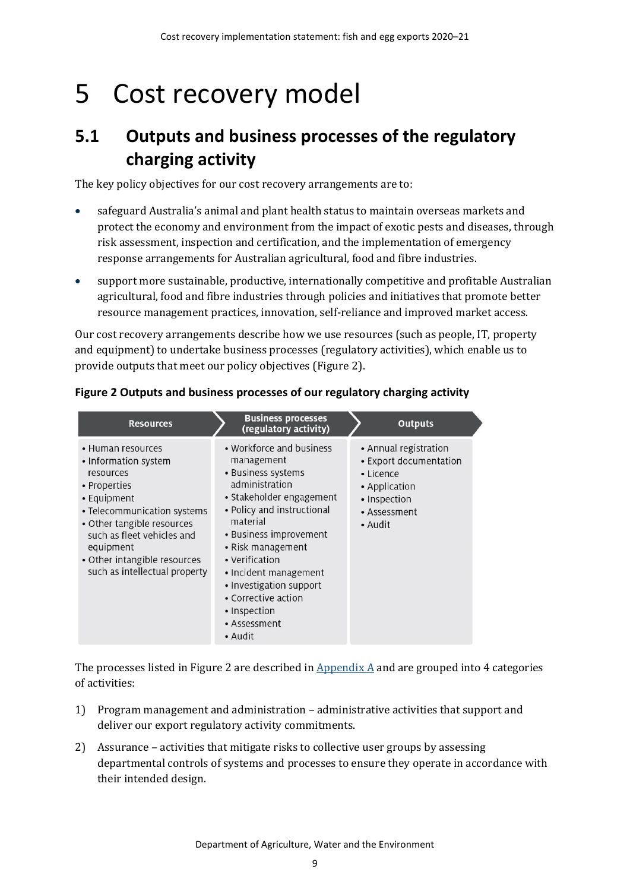# 5 Cost recovery model

## 5.1 Outputs and business processes of the regulatory charging activity

The key policy objectives for our cost recovery arrangements are to:

- safeguard Australia's animal and plant health status to maintain overseas markets and protect the economy and environment from the impact of exotic pests and diseases, through risk assessment, inspection and certification, and the implementation of emergency response arrangements for Australian agricultural, food and fibre industries.
- support more sustainable, productive, internationally competitive and profitable Australian agricultural, food and fibre industries through policies and initiatives that promote better resource management practices, innovation, self-reliance and improved market access.

Our cost recovery arrangements describe how we use resources (such as people, IT, property and equipment) to undertake business processes (regulatory activities), which enable us to provide outputs that meet our policy objectives (Figure 2).

**Figure 2 Outputs and business processes of our regulatory charging activity**

| Resources | Business processes (regulatory activity) | Outputs |
| --- | --- | --- |
| • Human resources<br>• Information system resources<br>• Properties<br>• Equipment<br>• Telecommunication systems<br>• Other tangible resources such as fleet vehicles and equipment<br>• Other intangible resources such as intellectual property | • Workforce and business management<br>• Business systems administration<br>• Stakeholder engagement<br>• Policy and instructional material<br>• Business improvement<br>• Risk management<br>• Verification<br>• Incident management<br>• Investigation support<br>• Corrective action<br>• Inspection<br>• Assessment<br>• Audit | • Annual registration<br>• Export documentation<br>• Licence<br>• Application<br>• Inspection<br>• Assessment<br>• Audit |

The processes listed in Figure 2 are described in Appendix A and are grouped into 4 categories of activities:

1) Program management and administration – administrative activities that support and deliver our export regulatory activity commitments.
2) Assurance – activities that mitigate risks to collective user groups by assessing departmental controls of systems and processes to ensure they operate in accordance with their intended design.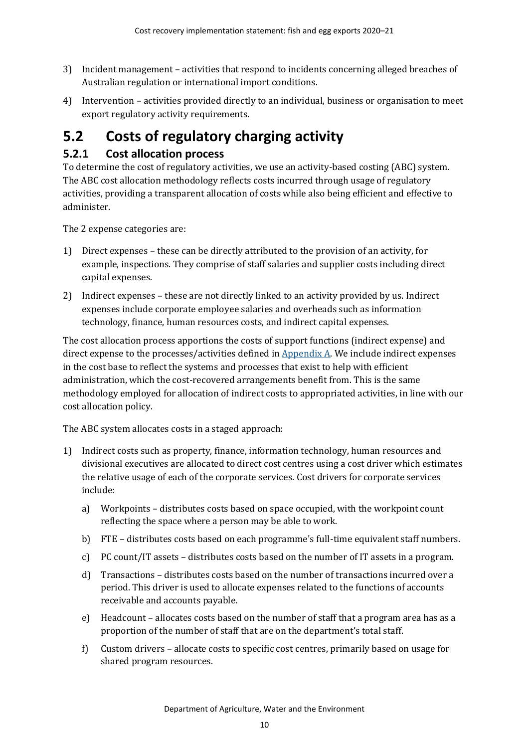3) Incident management – activities that respond to incidents concerning alleged breaches of Australian regulation or international import conditions.
4) Intervention – activities provided directly to an individual, business or organisation to meet export regulatory activity requirements.

## 5.2 Costs of regulatory charging activity

### 5.2.1 Cost allocation process

To determine the cost of regulatory activities, we use an activity-based costing (ABC) system. The ABC cost allocation methodology reflects costs incurred through usage of regulatory activities, providing a transparent allocation of costs while also being efficient and effective to administer.

The 2 expense categories are:

1) Direct expenses – these can be directly attributed to the provision of an activity, for example, inspections. They comprise of staff salaries and supplier costs including direct capital expenses.
2) Indirect expenses – these are not directly linked to an activity provided by us. Indirect expenses include corporate employee salaries and overheads such as information technology, finance, human resources costs, and indirect capital expenses.

The cost allocation process apportions the costs of support functions (indirect expense) and direct expense to the processes/activities defined in Appendix A. We include indirect expenses in the cost base to reflect the systems and processes that exist to help with efficient administration, which the cost-recovered arrangements benefit from. This is the same methodology employed for allocation of indirect costs to appropriated activities, in line with our cost allocation policy.

The ABC system allocates costs in a staged approach:

1) Indirect costs such as property, finance, information technology, human resources and divisional executives are allocated to direct cost centres using a cost driver which estimates the relative usage of each of the corporate services. Cost drivers for corporate services include:
   a) Workpoints – distributes costs based on space occupied, with the workpoint count reflecting the space where a person may be able to work.
   b) FTE – distributes costs based on each programme's full-time equivalent staff numbers.
   c) PC count/IT assets – distributes costs based on the number of IT assets in a program.
   d) Transactions – distributes costs based on the number of transactions incurred over a period. This driver is used to allocate expenses related to the functions of accounts receivable and accounts payable.
   e) Headcount – allocates costs based on the number of staff that a program area has as a proportion of the number of staff that are on the department's total staff.
   f) Custom drivers – allocate costs to specific cost centres, primarily based on usage for shared program resources.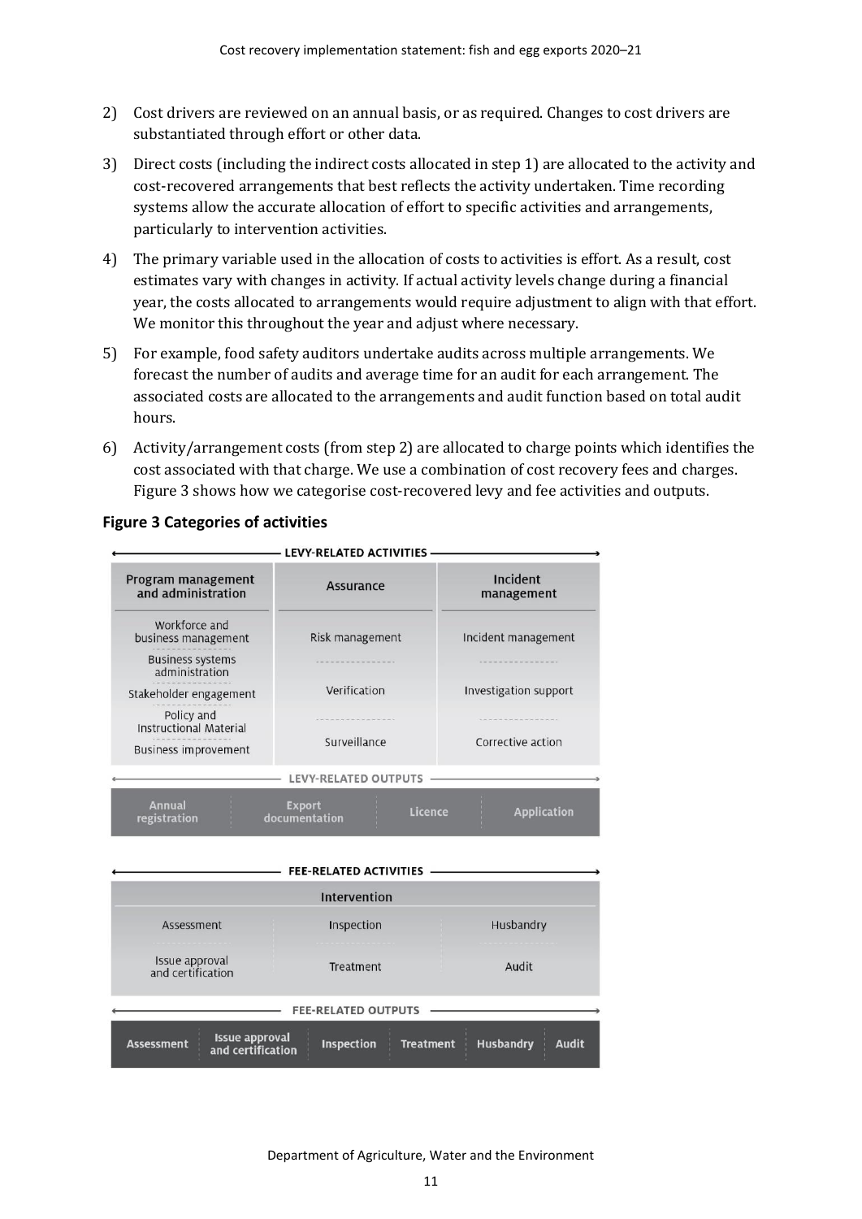2) Cost drivers are reviewed on an annual basis, or as required. Changes to cost drivers are substantiated through effort or other data.
3) Direct costs (including the indirect costs allocated in step 1) are allocated to the activity and cost-recovered arrangements that best reflects the activity undertaken. Time recording systems allow the accurate allocation of effort to specific activities and arrangements, particularly to intervention activities.
4) The primary variable used in the allocation of costs to activities is effort. As a result, cost estimates vary with changes in activity. If actual activity levels change during a financial year, the costs allocated to arrangements would require adjustment to align with that effort. We monitor this throughout the year and adjust where necessary.
5) For example, food safety auditors undertake audits across multiple arrangements. We forecast the number of audits and average time for an audit for each arrangement. The associated costs are allocated to the arrangements and audit function based on total audit hours.
6) Activity/arrangement costs (from step 2) are allocated to charge points which identifies the cost associated with that charge. We use a combination of cost recovery fees and charges. Figure 3 shows how we categorise cost-recovered levy and fee activities and outputs.

**Figure 3 Categories of activities**

**LEVY-RELATED ACTIVITIES**

| Program management and administration | Assurance | Incident management |
|---|---|---|
| Workforce and business management | Risk management | Incident management |
| Business systems administration | Verification | Investigation support |
| Stakeholder engagement | Surveillance | Corrective action |
| Policy and Instructional Material | | |
| Business improvement | | |

**LEVY-RELATED OUTPUTS**

| Annual registration | Export documentation | Licence | Application |
|---|---|---|---|

**FEE-RELATED ACTIVITIES**

| Intervention | | |
|---|---|---|
| Assessment | Inspection | Husbandry |
| Issue approval and certification | Treatment | Audit |

**FEE-RELATED OUTPUTS**

| Assessment | Issue approval and certification | Inspection | Treatment | Husbandry | Audit |
|---|---|---|---|---|---|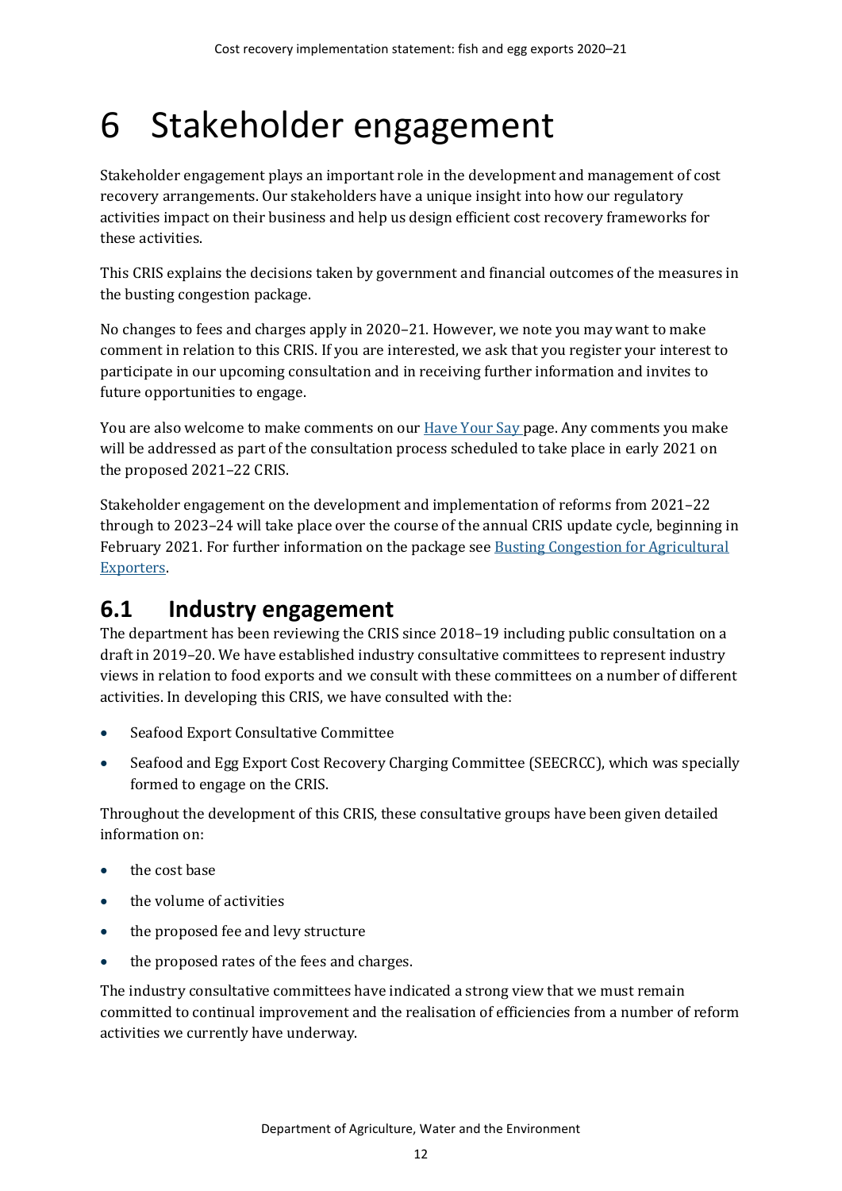# 6 Stakeholder engagement

Stakeholder engagement plays an important role in the development and management of cost recovery arrangements. Our stakeholders have a unique insight into how our regulatory activities impact on their business and help us design efficient cost recovery frameworks for these activities.

This CRIS explains the decisions taken by government and financial outcomes of the measures in the busting congestion package.

No changes to fees and charges apply in 2020–21. However, we note you may want to make comment in relation to this CRIS. If you are interested, we ask that you register your interest to participate in our upcoming consultation and in receiving further information and invites to future opportunities to engage.

You are also welcome to make comments on our Have Your Say page. Any comments you make will be addressed as part of the consultation process scheduled to take place in early 2021 on the proposed 2021–22 CRIS.

Stakeholder engagement on the development and implementation of reforms from 2021–22 through to 2023–24 will take place over the course of the annual CRIS update cycle, beginning in February 2021. For further information on the package see Busting Congestion for Agricultural Exporters.

## 6.1 Industry engagement

The department has been reviewing the CRIS since 2018–19 including public consultation on a draft in 2019–20. We have established industry consultative committees to represent industry views in relation to food exports and we consult with these committees on a number of different activities. In developing this CRIS, we have consulted with the:

- Seafood Export Consultative Committee
- Seafood and Egg Export Cost Recovery Charging Committee (SEECRCC), which was specially formed to engage on the CRIS.

Throughout the development of this CRIS, these consultative groups have been given detailed information on:

- the cost base
- the volume of activities
- the proposed fee and levy structure
- the proposed rates of the fees and charges.

The industry consultative committees have indicated a strong view that we must remain committed to continual improvement and the realisation of efficiencies from a number of reform activities we currently have underway.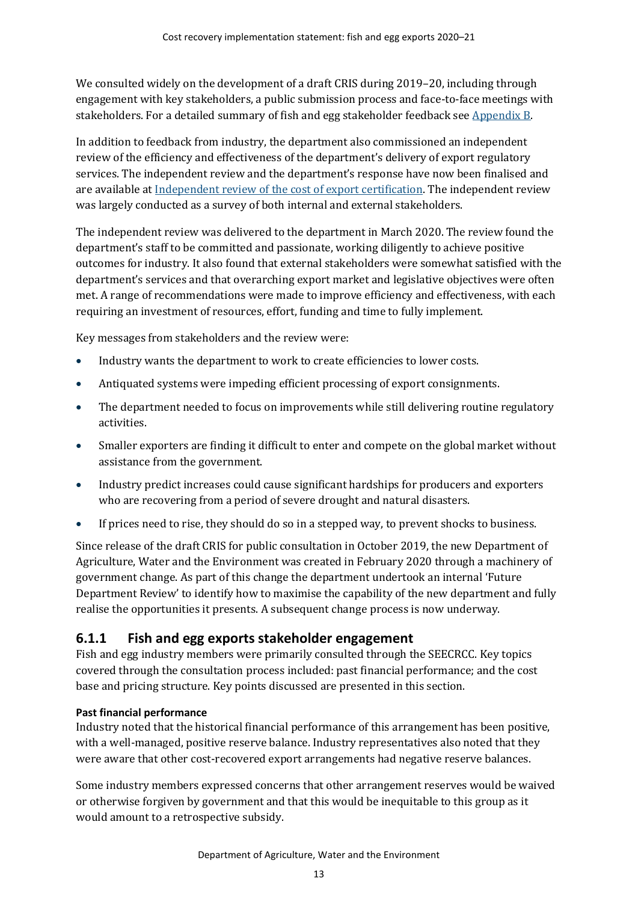We consulted widely on the development of a draft CRIS during 2019–20, including through engagement with key stakeholders, a public submission process and face-to-face meetings with stakeholders. For a detailed summary of fish and egg stakeholder feedback see [Appendix B](#).

In addition to feedback from industry, the department also commissioned an independent review of the efficiency and effectiveness of the department's delivery of export regulatory services. The independent review and the department's response have now been finalised and are available at [Independent review of the cost of export certification](#). The independent review was largely conducted as a survey of both internal and external stakeholders.

The independent review was delivered to the department in March 2020. The review found the department's staff to be committed and passionate, working diligently to achieve positive outcomes for industry. It also found that external stakeholders were somewhat satisfied with the department's services and that overarching export market and legislative objectives were often met. A range of recommendations were made to improve efficiency and effectiveness, with each requiring an investment of resources, effort, funding and time to fully implement.

Key messages from stakeholders and the review were:

- Industry wants the department to work to create efficiencies to lower costs.
- Antiquated systems were impeding efficient processing of export consignments.
- The department needed to focus on improvements while still delivering routine regulatory activities.
- Smaller exporters are finding it difficult to enter and compete on the global market without assistance from the government.
- Industry predict increases could cause significant hardships for producers and exporters who are recovering from a period of severe drought and natural disasters.
- If prices need to rise, they should do so in a stepped way, to prevent shocks to business.

Since release of the draft CRIS for public consultation in October 2019, the new Department of Agriculture, Water and the Environment was created in February 2020 through a machinery of government change. As part of this change the department undertook an internal 'Future Department Review' to identify how to maximise the capability of the new department and fully realise the opportunities it presents. A subsequent change process is now underway.

### 6.1.1 Fish and egg exports stakeholder engagement

Fish and egg industry members were primarily consulted through the SEECRCC. Key topics covered through the consultation process included: past financial performance; and the cost base and pricing structure. Key points discussed are presented in this section.

#### Past financial performance

Industry noted that the historical financial performance of this arrangement has been positive, with a well-managed, positive reserve balance. Industry representatives also noted that they were aware that other cost-recovered export arrangements had negative reserve balances.

Some industry members expressed concerns that other arrangement reserves would be waived or otherwise forgiven by government and that this would be inequitable to this group as it would amount to a retrospective subsidy.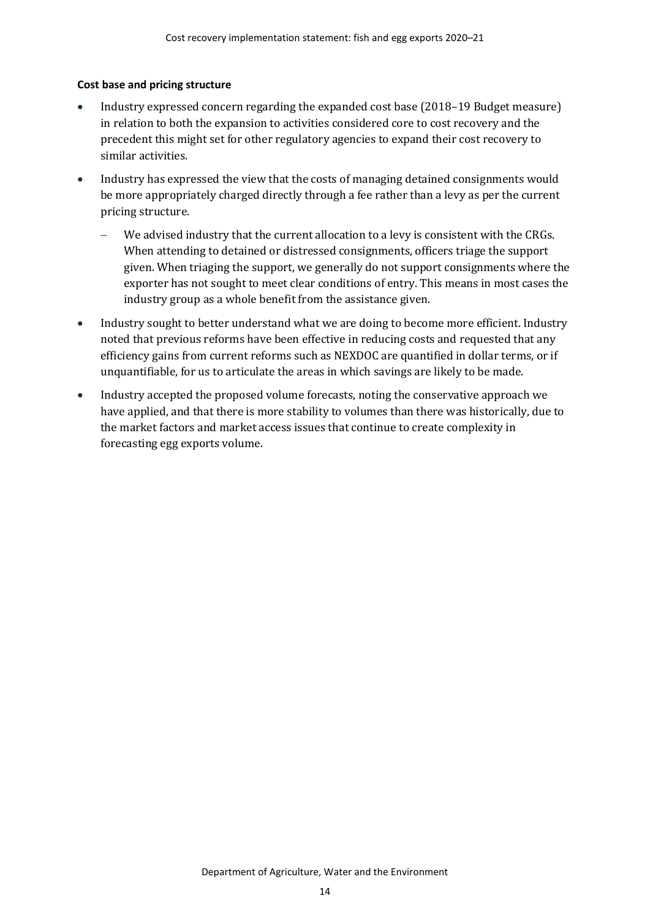**Cost base and pricing structure**

- Industry expressed concern regarding the expanded cost base (2018–19 Budget measure) in relation to both the expansion to activities considered core to cost recovery and the precedent this might set for other regulatory agencies to expand their cost recovery to similar activities.
- Industry has expressed the view that the costs of managing detained consignments would be more appropriately charged directly through a fee rather than a levy as per the current pricing structure.
  - We advised industry that the current allocation to a levy is consistent with the CRGs. When attending to detained or distressed consignments, officers triage the support given. When triaging the support, we generally do not support consignments where the exporter has not sought to meet clear conditions of entry. This means in most cases the industry group as a whole benefit from the assistance given.
- Industry sought to better understand what we are doing to become more efficient. Industry noted that previous reforms have been effective in reducing costs and requested that any efficiency gains from current reforms such as NEXDOC are quantified in dollar terms, or if unquantifiable, for us to articulate the areas in which savings are likely to be made.
- Industry accepted the proposed volume forecasts, noting the conservative approach we have applied, and that there is more stability to volumes than there was historically, due to the market factors and market access issues that continue to create complexity in forecasting egg exports volume.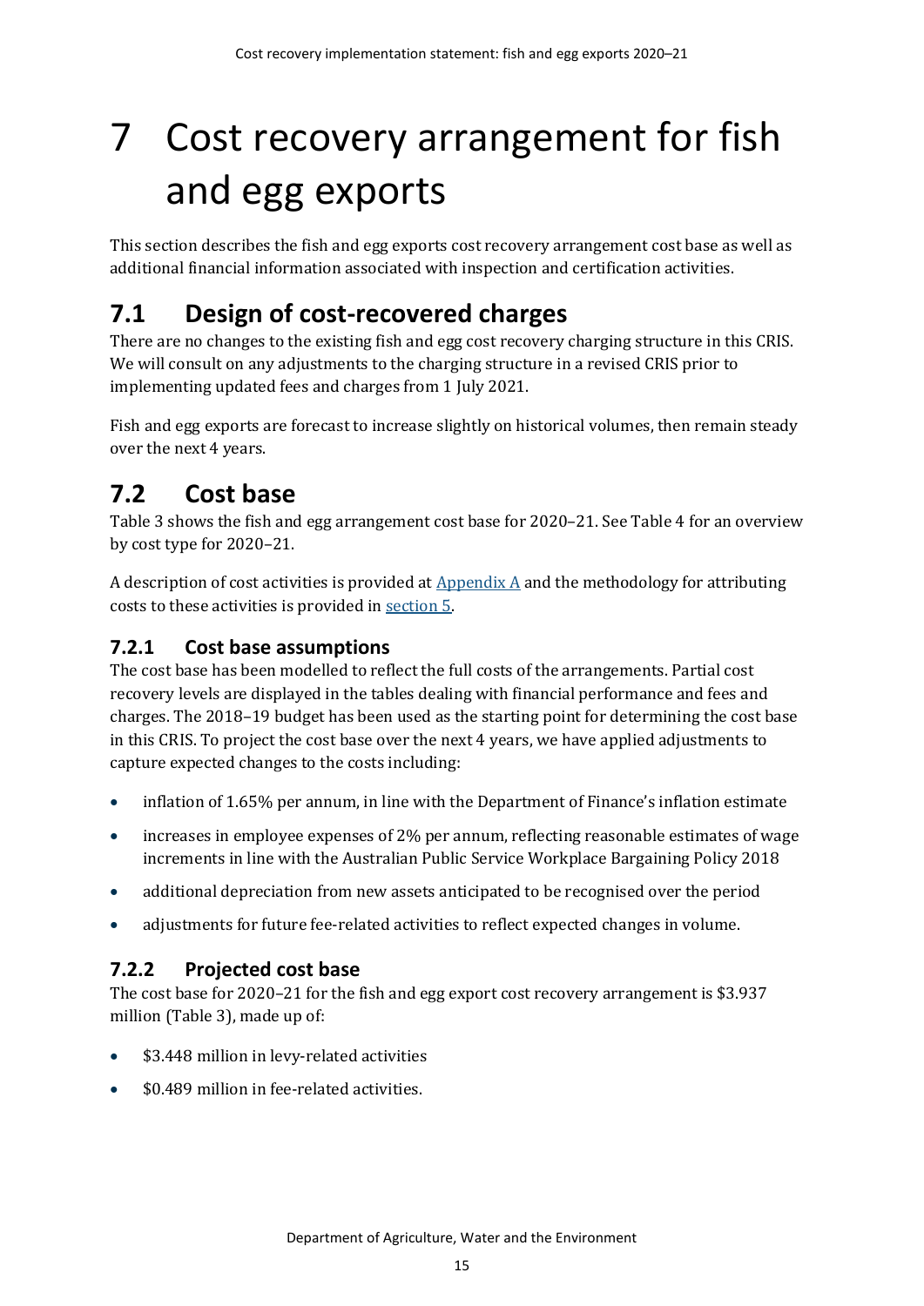# 7 Cost recovery arrangement for fish and egg exports

This section describes the fish and egg exports cost recovery arrangement cost base as well as additional financial information associated with inspection and certification activities.

## 7.1 Design of cost-recovered charges

There are no changes to the existing fish and egg cost recovery charging structure in this CRIS. We will consult on any adjustments to the charging structure in a revised CRIS prior to implementing updated fees and charges from 1 July 2021.

Fish and egg exports are forecast to increase slightly on historical volumes, then remain steady over the next 4 years.

## 7.2 Cost base

Table 3 shows the fish and egg arrangement cost base for 2020–21. See Table 4 for an overview by cost type for 2020–21.

A description of cost activities is provided at Appendix A and the methodology for attributing costs to these activities is provided in section 5.

### 7.2.1 Cost base assumptions

The cost base has been modelled to reflect the full costs of the arrangements. Partial cost recovery levels are displayed in the tables dealing with financial performance and fees and charges. The 2018–19 budget has been used as the starting point for determining the cost base in this CRIS. To project the cost base over the next 4 years, we have applied adjustments to capture expected changes to the costs including:

- inflation of 1.65% per annum, in line with the Department of Finance's inflation estimate
- increases in employee expenses of 2% per annum, reflecting reasonable estimates of wage increments in line with the Australian Public Service Workplace Bargaining Policy 2018
- additional depreciation from new assets anticipated to be recognised over the period
- adjustments for future fee-related activities to reflect expected changes in volume.

### 7.2.2 Projected cost base

The cost base for 2020–21 for the fish and egg export cost recovery arrangement is $3.937 million (Table 3), made up of:

- $3.448 million in levy-related activities
- $0.489 million in fee-related activities.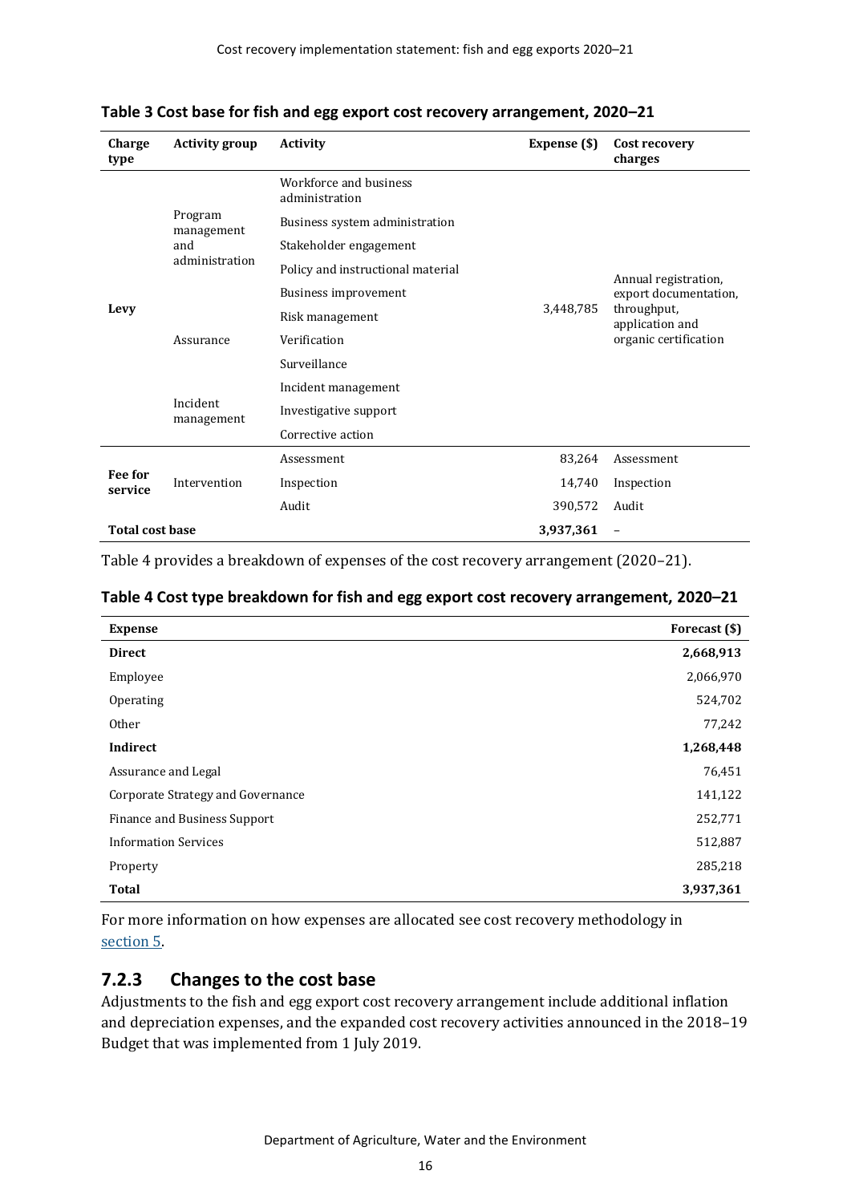**Table 3 Cost base for fish and egg export cost recovery arrangement, 2020–21**

| Charge type | Activity group | Activity | Expense ($) | Cost recovery charges |
|---|---|---|---|---|
| Levy | Program management and administration | Workforce and business administration | 3,448,785 | Annual registration, export documentation, throughput, application and organic certification |
| | | Business system administration | | |
| | | Stakeholder engagement | | |
| | | Policy and instructional material | | |
| | | Business improvement | | |
| | | Risk management | | |
| | Assurance | Verification | | |
| | | Surveillance | | |
| | Incident management | Incident management | | |
| | | Investigative support | | |
| | | Corrective action | | |
| Fee for service | Intervention | Assessment | 83,264 | Assessment |
| | | Inspection | 14,740 | Inspection |
| | | Audit | 390,572 | Audit |
| **Total cost base** | | | **3,937,361** | – |

Table 4 provides a breakdown of expenses of the cost recovery arrangement (2020–21).

**Table 4 Cost type breakdown for fish and egg export cost recovery arrangement, 2020–21**

| Expense | Forecast ($) |
|---|---|
| **Direct** | **2,668,913** |
| Employee | 2,066,970 |
| Operating | 524,702 |
| Other | 77,242 |
| **Indirect** | **1,268,448** |
| Assurance and Legal | 76,451 |
| Corporate Strategy and Governance | 141,122 |
| Finance and Business Support | 252,771 |
| Information Services | 512,887 |
| Property | 285,218 |
| **Total** | **3,937,361** |

For more information on how expenses are allocated see cost recovery methodology in section 5.

### 7.2.3 Changes to the cost base

Adjustments to the fish and egg export cost recovery arrangement include additional inflation and depreciation expenses, and the expanded cost recovery activities announced in the 2018–19 Budget that was implemented from 1 July 2019.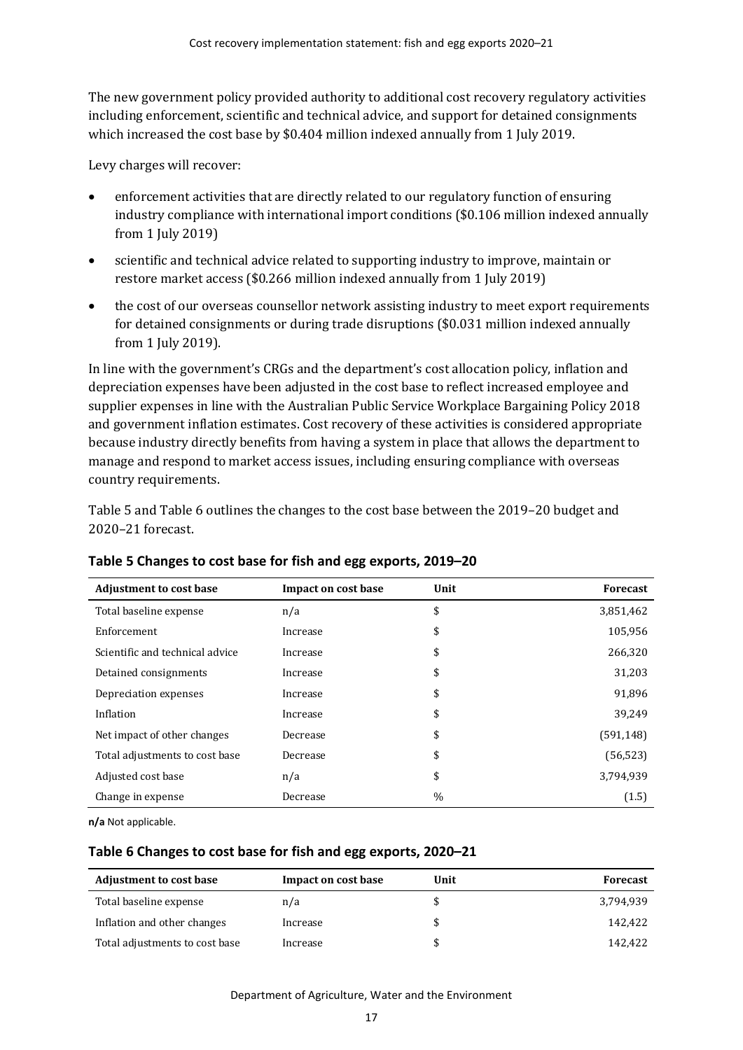The new government policy provided authority to additional cost recovery regulatory activities including enforcement, scientific and technical advice, and support for detained consignments which increased the cost base by $0.404 million indexed annually from 1 July 2019.

Levy charges will recover:

- enforcement activities that are directly related to our regulatory function of ensuring industry compliance with international import conditions ($0.106 million indexed annually from 1 July 2019)
- scientific and technical advice related to supporting industry to improve, maintain or restore market access ($0.266 million indexed annually from 1 July 2019)
- the cost of our overseas counsellor network assisting industry to meet export requirements for detained consignments or during trade disruptions ($0.031 million indexed annually from 1 July 2019).

In line with the government's CRGs and the department's cost allocation policy, inflation and depreciation expenses have been adjusted in the cost base to reflect increased employee and supplier expenses in line with the Australian Public Service Workplace Bargaining Policy 2018 and government inflation estimates. Cost recovery of these activities is considered appropriate because industry directly benefits from having a system in place that allows the department to manage and respond to market access issues, including ensuring compliance with overseas country requirements.

Table 5 and Table 6 outlines the changes to the cost base between the 2019–20 budget and 2020–21 forecast.

**Table 5 Changes to cost base for fish and egg exports, 2019–20**

| Adjustment to cost base | Impact on cost base | Unit | Forecast |
| --- | --- | --- | --- |
| Total baseline expense | n/a | $ | 3,851,462 |
| Enforcement | Increase | $ | 105,956 |
| Scientific and technical advice | Increase | $ | 266,320 |
| Detained consignments | Increase | $ | 31,203 |
| Depreciation expenses | Increase | $ | 91,896 |
| Inflation | Increase | $ | 39,249 |
| Net impact of other changes | Decrease | $ | (591,148) |
| Total adjustments to cost base | Decrease | $ | (56,523) |
| Adjusted cost base | n/a | $ | 3,794,939 |
| Change in expense | Decrease | % | (1.5) |

**n/a** Not applicable.

**Table 6 Changes to cost base for fish and egg exports, 2020–21**

| Adjustment to cost base | Impact on cost base | Unit | Forecast |
| --- | --- | --- | --- |
| Total baseline expense | n/a | $ | 3,794,939 |
| Inflation and other changes | Increase | $ | 142,422 |
| Total adjustments to cost base | Increase | $ | 142,422 |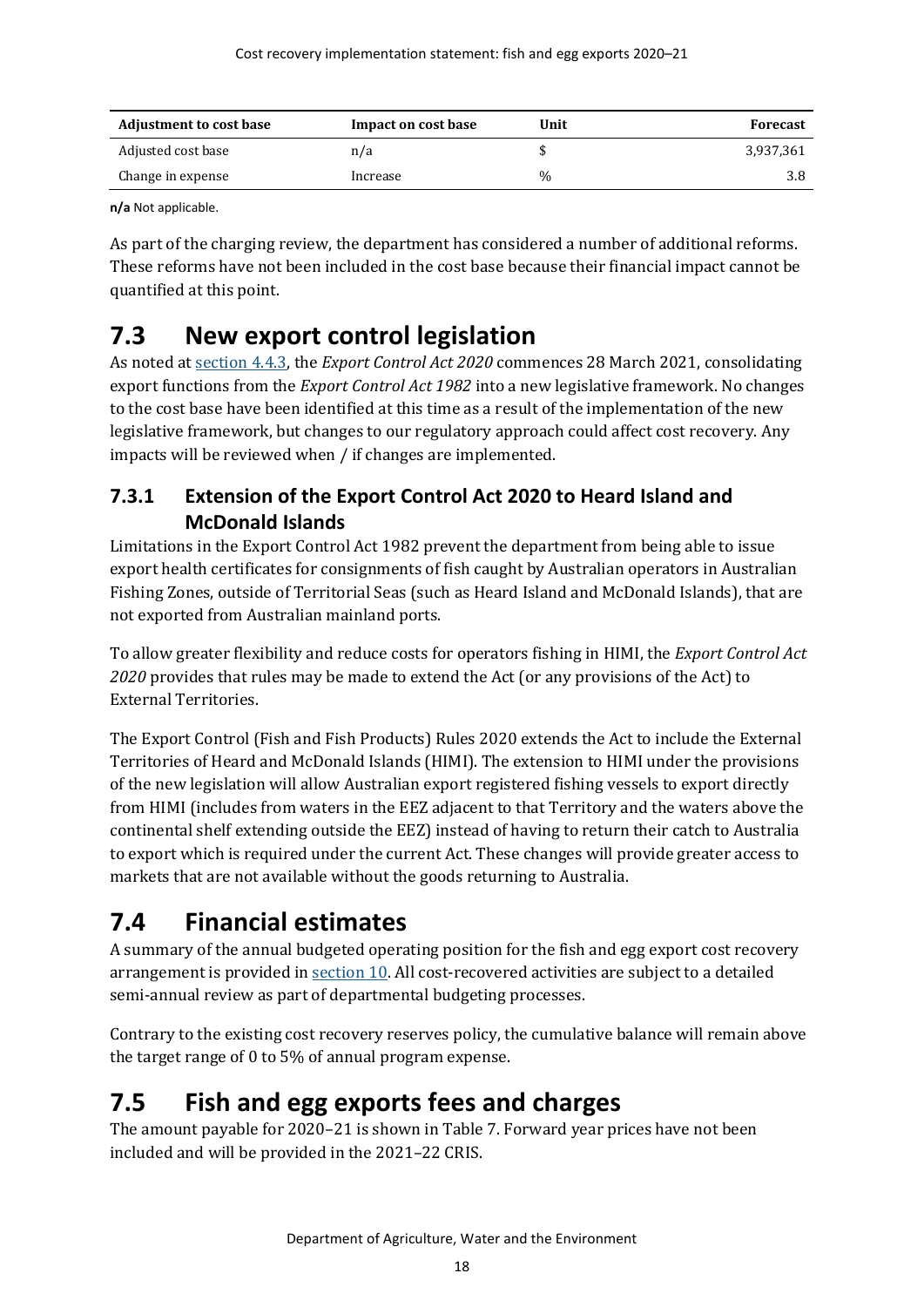| Adjustment to cost base | Impact on cost base | Unit | Forecast |
| --- | --- | --- | --- |
| Adjusted cost base | n/a | $ | 3,937,361 |
| Change in expense | Increase | % | 3.8 |

**n/a** Not applicable.

As part of the charging review, the department has considered a number of additional reforms. These reforms have not been included in the cost base because their financial impact cannot be quantified at this point.

## 7.3 New export control legislation

As noted at section 4.4.3, the *Export Control Act 2020* commences 28 March 2021, consolidating export functions from the *Export Control Act 1982* into a new legislative framework. No changes to the cost base have been identified at this time as a result of the implementation of the new legislative framework, but changes to our regulatory approach could affect cost recovery. Any impacts will be reviewed when / if changes are implemented.

### 7.3.1 Extension of the Export Control Act 2020 to Heard Island and McDonald Islands

Limitations in the Export Control Act 1982 prevent the department from being able to issue export health certificates for consignments of fish caught by Australian operators in Australian Fishing Zones, outside of Territorial Seas (such as Heard Island and McDonald Islands), that are not exported from Australian mainland ports.

To allow greater flexibility and reduce costs for operators fishing in HIMI, the *Export Control Act 2020* provides that rules may be made to extend the Act (or any provisions of the Act) to External Territories.

The Export Control (Fish and Fish Products) Rules 2020 extends the Act to include the External Territories of Heard and McDonald Islands (HIMI). The extension to HIMI under the provisions of the new legislation will allow Australian export registered fishing vessels to export directly from HIMI (includes from waters in the EEZ adjacent to that Territory and the waters above the continental shelf extending outside the EEZ) instead of having to return their catch to Australia to export which is required under the current Act. These changes will provide greater access to markets that are not available without the goods returning to Australia.

## 7.4 Financial estimates

A summary of the annual budgeted operating position for the fish and egg export cost recovery arrangement is provided in section 10. All cost-recovered activities are subject to a detailed semi-annual review as part of departmental budgeting processes.

Contrary to the existing cost recovery reserves policy, the cumulative balance will remain above the target range of 0 to 5% of annual program expense.

## 7.5 Fish and egg exports fees and charges

The amount payable for 2020–21 is shown in Table 7. Forward year prices have not been included and will be provided in the 2021–22 CRIS.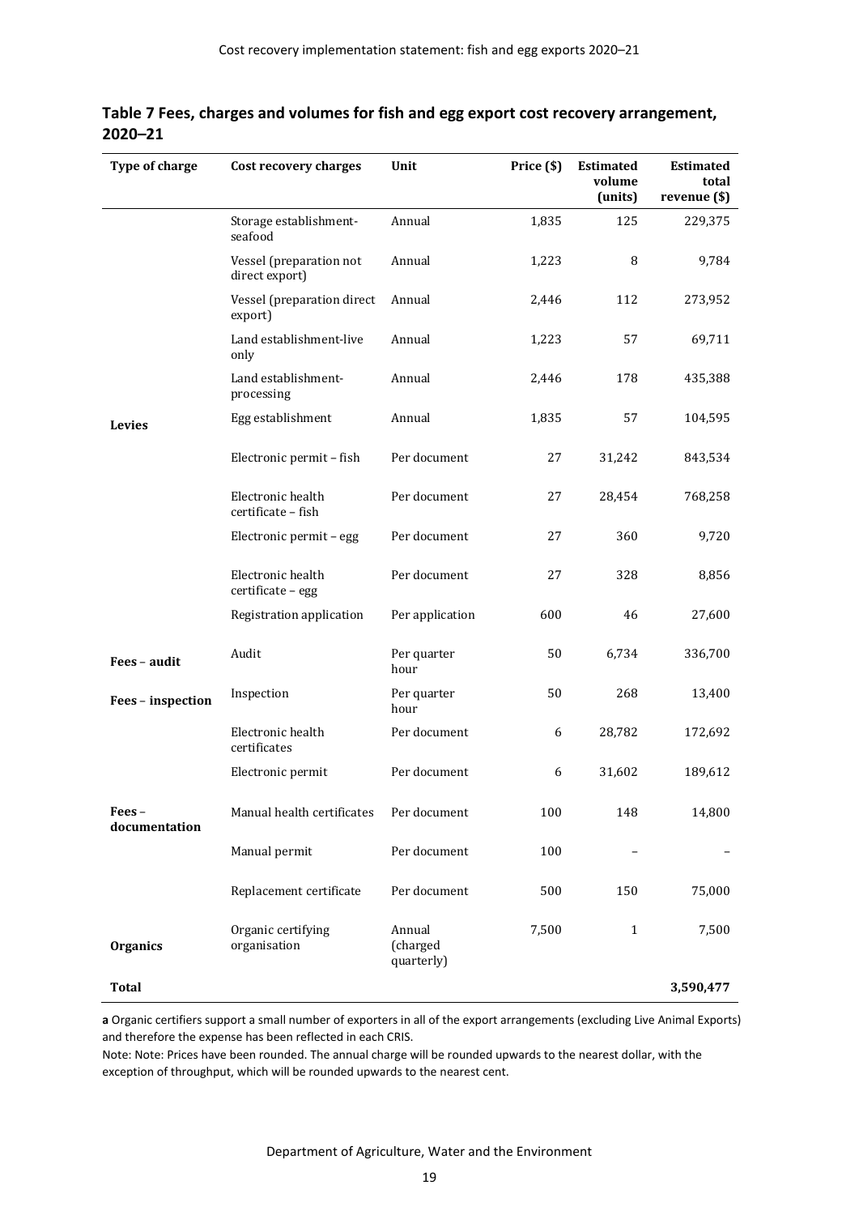## Table 7 Fees, charges and volumes for fish and egg export cost recovery arrangement, 2020–21

| Type of charge | Cost recovery charges | Unit | Price ($) | Estimated volume (units) | Estimated total revenue ($) |
|---|---|---|---|---|---|
| Levies | Storage establishment-seafood | Annual | 1,835 | 125 | 229,375 |
| | Vessel (preparation not direct export) | Annual | 1,223 | 8 | 9,784 |
| | Vessel (preparation direct export) | Annual | 2,446 | 112 | 273,952 |
| | Land establishment-live only | Annual | 1,223 | 57 | 69,711 |
| | Land establishment-processing | Annual | 2,446 | 178 | 435,388 |
| | Egg establishment | Annual | 1,835 | 57 | 104,595 |
| | Electronic permit – fish | Per document | 27 | 31,242 | 843,534 |
| | Electronic health certificate – fish | Per document | 27 | 28,454 | 768,258 |
| | Electronic permit – egg | Per document | 27 | 360 | 9,720 |
| | Electronic health certificate – egg | Per document | 27 | 328 | 8,856 |
| | Registration application | Per application | 600 | 46 | 27,600 |
| Fees – audit | Audit | Per quarter hour | 50 | 6,734 | 336,700 |
| Fees – inspection | Inspection | Per quarter hour | 50 | 268 | 13,400 |
| Fees – documentation | Electronic health certificates | Per document | 6 | 28,782 | 172,692 |
| | Electronic permit | Per document | 6 | 31,602 | 189,612 |
| | Manual health certificates | Per document | 100 | 148 | 14,800 |
| | Manual permit | Per document | 100 | – | – |
| | Replacement certificate | Per document | 500 | 150 | 75,000 |
| Organics | Organic certifying organisation | Annual (charged quarterly) | 7,500 | 1 | 7,500 |
| **Total** | | | | | **3,590,477** |

**a** Organic certifiers support a small number of exporters in all of the export arrangements (excluding Live Animal Exports) and therefore the expense has been reflected in each CRIS.

Note: Note: Prices have been rounded. The annual charge will be rounded upwards to the nearest dollar, with the exception of throughput, which will be rounded upwards to the nearest cent.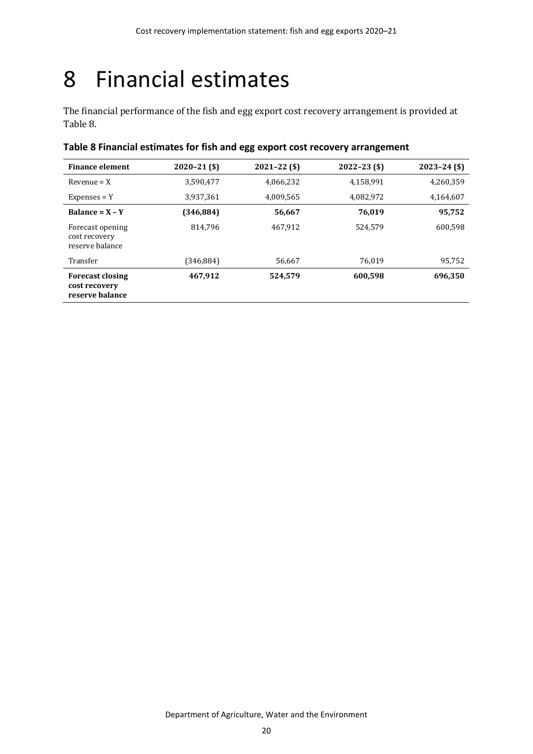# 8 Financial estimates

The financial performance of the fish and egg export cost recovery arrangement is provided at Table 8.

**Table 8 Financial estimates for fish and egg export cost recovery arrangement**

| Finance element | 2020–21 ($) | 2021–22 ($) | 2022–23 ($) | 2023–24 ($) |
|---|---|---|---|---|
| Revenue = X | 3,590,477 | 4,066,232 | 4,158,991 | 4,260,359 |
| Expenses = Y | 3,937,361 | 4,009,565 | 4,082,972 | 4,164,607 |
| **Balance = X – Y** | **(346,884)** | **56,667** | **76,019** | **95,752** |
| Forecast opening cost recovery reserve balance | 814,796 | 467,912 | 524,579 | 600,598 |
| Transfer | (346,884) | 56,667 | 76,019 | 95,752 |
| **Forecast closing cost recovery reserve balance** | **467,912** | **524,579** | **600,598** | **696,350** |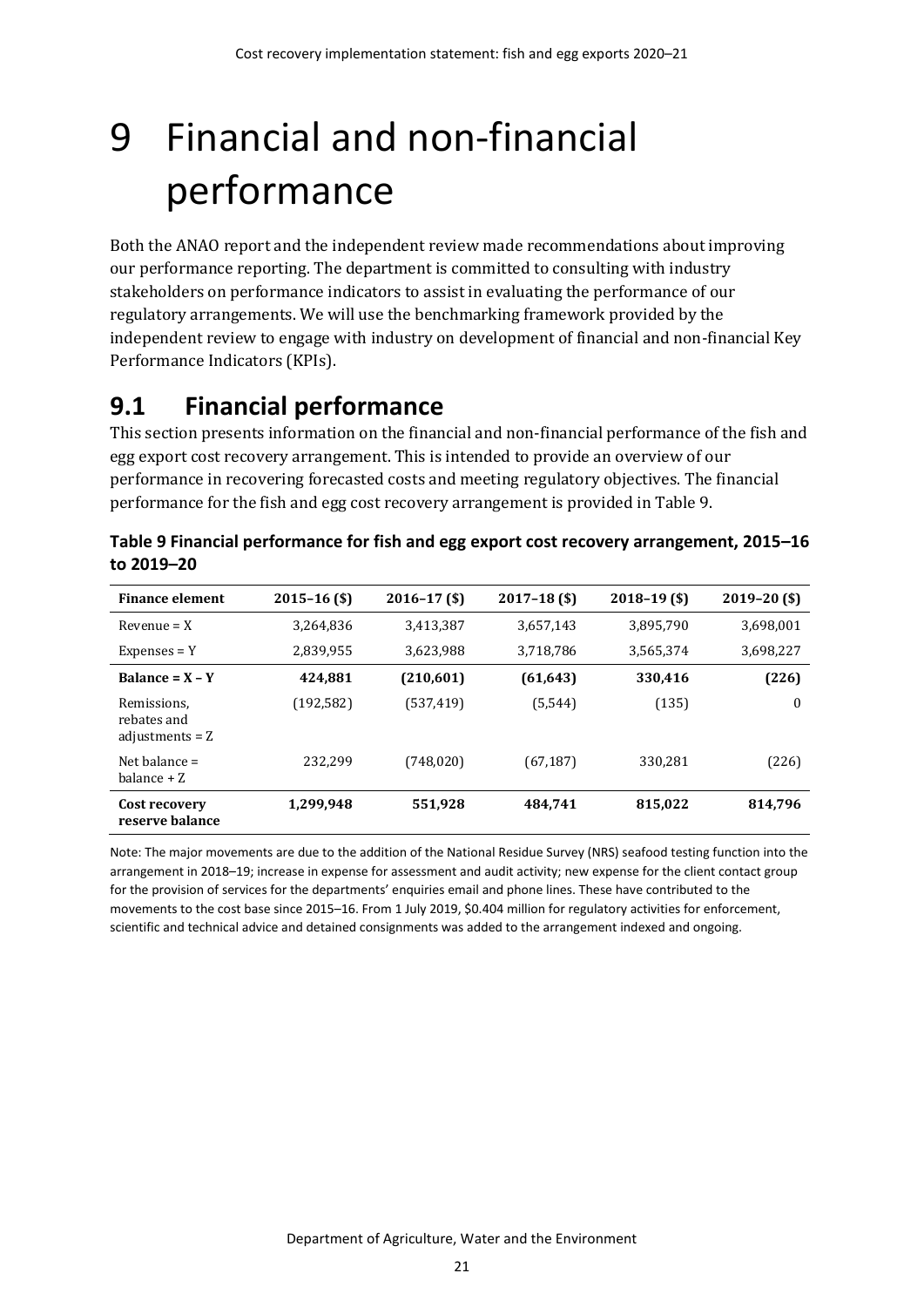# 9 Financial and non-financial performance

Both the ANAO report and the independent review made recommendations about improving our performance reporting. The department is committed to consulting with industry stakeholders on performance indicators to assist in evaluating the performance of our regulatory arrangements. We will use the benchmarking framework provided by the independent review to engage with industry on development of financial and non-financial Key Performance Indicators (KPIs).

## 9.1 Financial performance

This section presents information on the financial and non-financial performance of the fish and egg export cost recovery arrangement. This is intended to provide an overview of our performance in recovering forecasted costs and meeting regulatory objectives. The financial performance for the fish and egg cost recovery arrangement is provided in Table 9.

**Table 9 Financial performance for fish and egg export cost recovery arrangement, 2015–16 to 2019–20**

| Finance element | 2015–16 ($) | 2016–17 ($) | 2017–18 ($) | 2018–19 ($) | 2019–20 ($) |
| --- | --- | --- | --- | --- | --- |
| Revenue = X | 3,264,836 | 3,413,387 | 3,657,143 | 3,895,790 | 3,698,001 |
| Expenses = Y | 2,839,955 | 3,623,988 | 3,718,786 | 3,565,374 | 3,698,227 |
| **Balance = X – Y** | **424,881** | **(210,601)** | **(61,643)** | **330,416** | **(226)** |
| Remissions, rebates and adjustments = Z | (192,582) | (537,419) | (5,544) | (135) | 0 |
| Net balance = balance + Z | 232,299 | (748,020) | (67,187) | 330,281 | (226) |
| **Cost recovery reserve balance** | **1,299,948** | **551,928** | **484,741** | **815,022** | **814,796** |

Note: The major movements are due to the addition of the National Residue Survey (NRS) seafood testing function into the arrangement in 2018–19; increase in expense for assessment and audit activity; new expense for the client contact group for the provision of services for the departments' enquiries email and phone lines. These have contributed to the movements to the cost base since 2015–16. From 1 July 2019, $0.404 million for regulatory activities for enforcement, scientific and technical advice and detained consignments was added to the arrangement indexed and ongoing.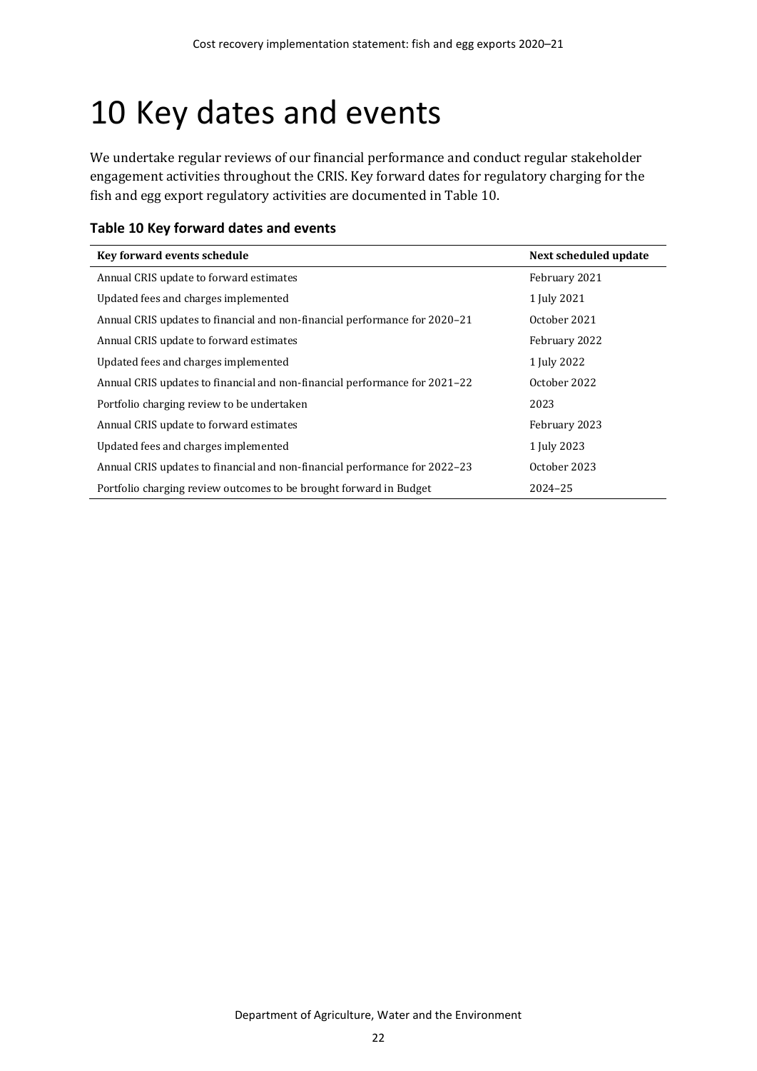# 10 Key dates and events

We undertake regular reviews of our financial performance and conduct regular stakeholder engagement activities throughout the CRIS. Key forward dates for regulatory charging for the fish and egg export regulatory activities are documented in Table 10.

**Table 10 Key forward dates and events**

| Key forward events schedule | Next scheduled update |
|---|---|
| Annual CRIS update to forward estimates | February 2021 |
| Updated fees and charges implemented | 1 July 2021 |
| Annual CRIS updates to financial and non-financial performance for 2020–21 | October 2021 |
| Annual CRIS update to forward estimates | February 2022 |
| Updated fees and charges implemented | 1 July 2022 |
| Annual CRIS updates to financial and non-financial performance for 2021–22 | October 2022 |
| Portfolio charging review to be undertaken | 2023 |
| Annual CRIS update to forward estimates | February 2023 |
| Updated fees and charges implemented | 1 July 2023 |
| Annual CRIS updates to financial and non-financial performance for 2022–23 | October 2023 |
| Portfolio charging review outcomes to be brought forward in Budget | 2024–25 |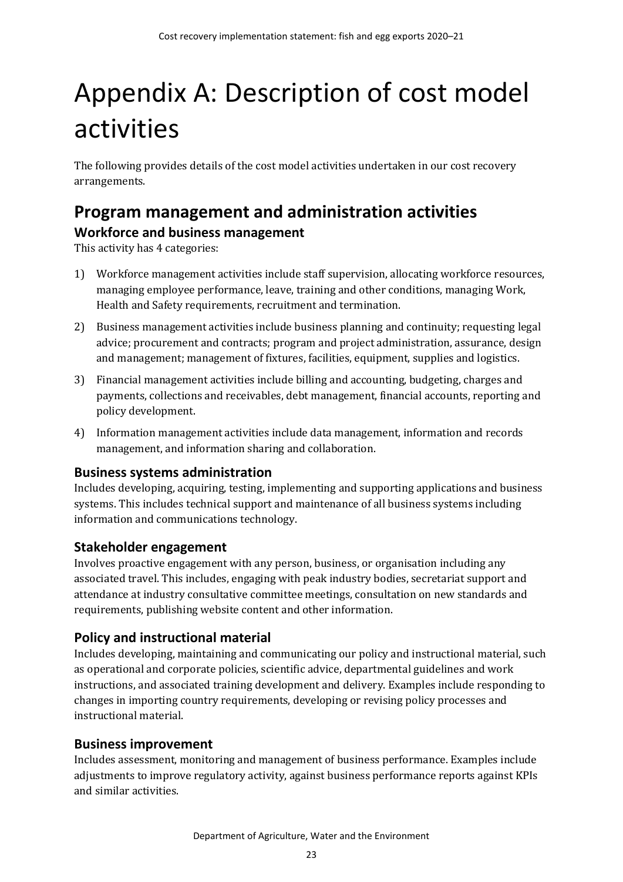# Appendix A: Description of cost model activities

The following provides details of the cost model activities undertaken in our cost recovery arrangements.

## Program management and administration activities

### Workforce and business management

This activity has 4 categories:

1) Workforce management activities include staff supervision, allocating workforce resources, managing employee performance, leave, training and other conditions, managing Work, Health and Safety requirements, recruitment and termination.
2) Business management activities include business planning and continuity; requesting legal advice; procurement and contracts; program and project administration, assurance, design and management; management of fixtures, facilities, equipment, supplies and logistics.
3) Financial management activities include billing and accounting, budgeting, charges and payments, collections and receivables, debt management, financial accounts, reporting and policy development.
4) Information management activities include data management, information and records management, and information sharing and collaboration.

### Business systems administration

Includes developing, acquiring, testing, implementing and supporting applications and business systems. This includes technical support and maintenance of all business systems including information and communications technology.

### Stakeholder engagement

Involves proactive engagement with any person, business, or organisation including any associated travel. This includes, engaging with peak industry bodies, secretariat support and attendance at industry consultative committee meetings, consultation on new standards and requirements, publishing website content and other information.

### Policy and instructional material

Includes developing, maintaining and communicating our policy and instructional material, such as operational and corporate policies, scientific advice, departmental guidelines and work instructions, and associated training development and delivery. Examples include responding to changes in importing country requirements, developing or revising policy processes and instructional material.

### Business improvement

Includes assessment, monitoring and management of business performance. Examples include adjustments to improve regulatory activity, against business performance reports against KPIs and similar activities.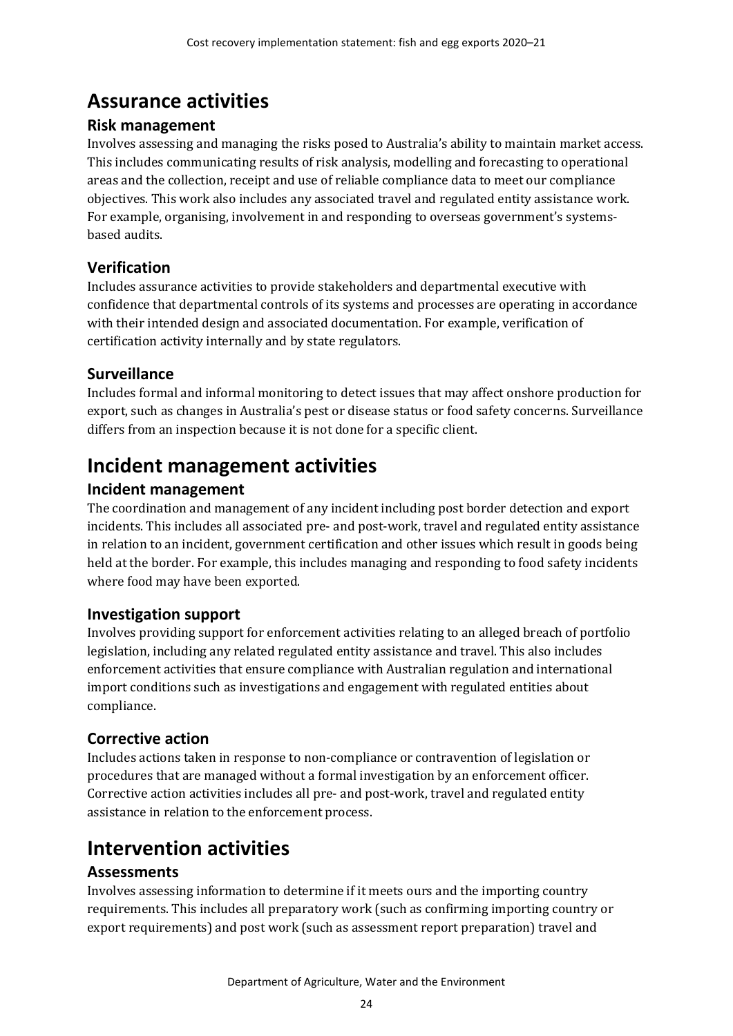# Assurance activities

## Risk management

Involves assessing and managing the risks posed to Australia's ability to maintain market access. This includes communicating results of risk analysis, modelling and forecasting to operational areas and the collection, receipt and use of reliable compliance data to meet our compliance objectives. This work also includes any associated travel and regulated entity assistance work. For example, organising, involvement in and responding to overseas government's systems-based audits.

## Verification

Includes assurance activities to provide stakeholders and departmental executive with confidence that departmental controls of its systems and processes are operating in accordance with their intended design and associated documentation. For example, verification of certification activity internally and by state regulators.

## Surveillance

Includes formal and informal monitoring to detect issues that may affect onshore production for export, such as changes in Australia's pest or disease status or food safety concerns. Surveillance differs from an inspection because it is not done for a specific client.

# Incident management activities

## Incident management

The coordination and management of any incident including post border detection and export incidents. This includes all associated pre- and post-work, travel and regulated entity assistance in relation to an incident, government certification and other issues which result in goods being held at the border. For example, this includes managing and responding to food safety incidents where food may have been exported.

## Investigation support

Involves providing support for enforcement activities relating to an alleged breach of portfolio legislation, including any related regulated entity assistance and travel. This also includes enforcement activities that ensure compliance with Australian regulation and international import conditions such as investigations and engagement with regulated entities about compliance.

## Corrective action

Includes actions taken in response to non-compliance or contravention of legislation or procedures that are managed without a formal investigation by an enforcement officer. Corrective action activities includes all pre- and post-work, travel and regulated entity assistance in relation to the enforcement process.

# Intervention activities

## Assessments

Involves assessing information to determine if it meets ours and the importing country requirements. This includes all preparatory work (such as confirming importing country or export requirements) and post work (such as assessment report preparation) travel and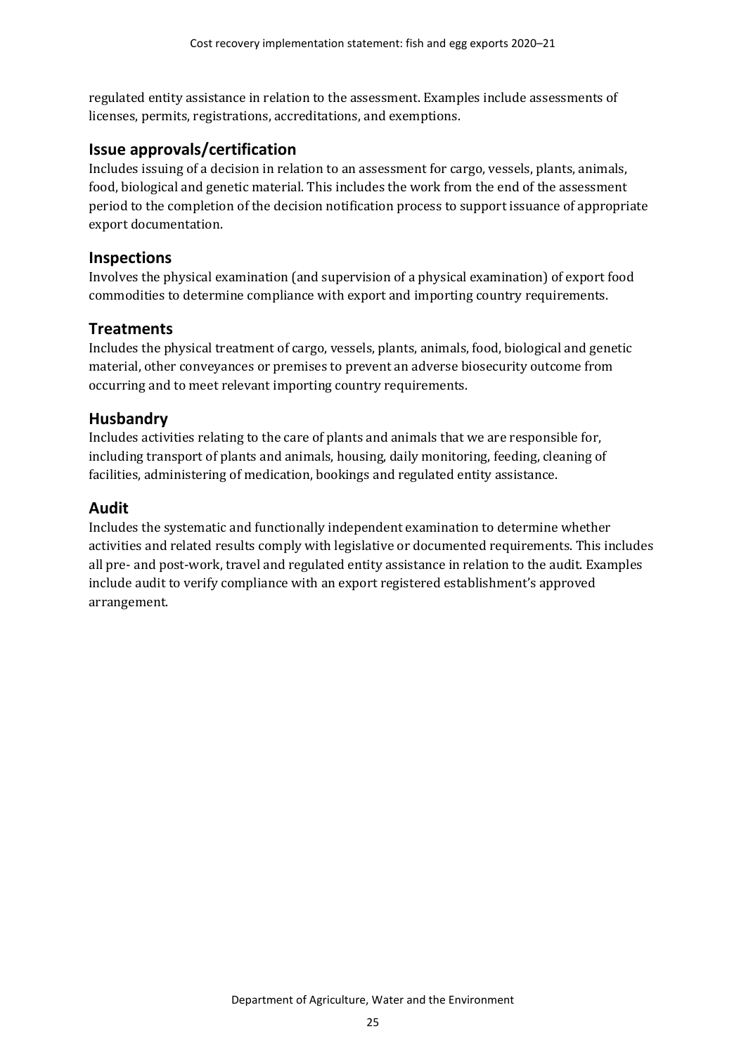regulated entity assistance in relation to the assessment. Examples include assessments of licenses, permits, registrations, accreditations, and exemptions.

## Issue approvals/certification

Includes issuing of a decision in relation to an assessment for cargo, vessels, plants, animals, food, biological and genetic material. This includes the work from the end of the assessment period to the completion of the decision notification process to support issuance of appropriate export documentation.

## Inspections

Involves the physical examination (and supervision of a physical examination) of export food commodities to determine compliance with export and importing country requirements.

## Treatments

Includes the physical treatment of cargo, vessels, plants, animals, food, biological and genetic material, other conveyances or premises to prevent an adverse biosecurity outcome from occurring and to meet relevant importing country requirements.

## Husbandry

Includes activities relating to the care of plants and animals that we are responsible for, including transport of plants and animals, housing, daily monitoring, feeding, cleaning of facilities, administering of medication, bookings and regulated entity assistance.

## Audit

Includes the systematic and functionally independent examination to determine whether activities and related results comply with legislative or documented requirements. This includes all pre- and post-work, travel and regulated entity assistance in relation to the audit. Examples include audit to verify compliance with an export registered establishment's approved arrangement.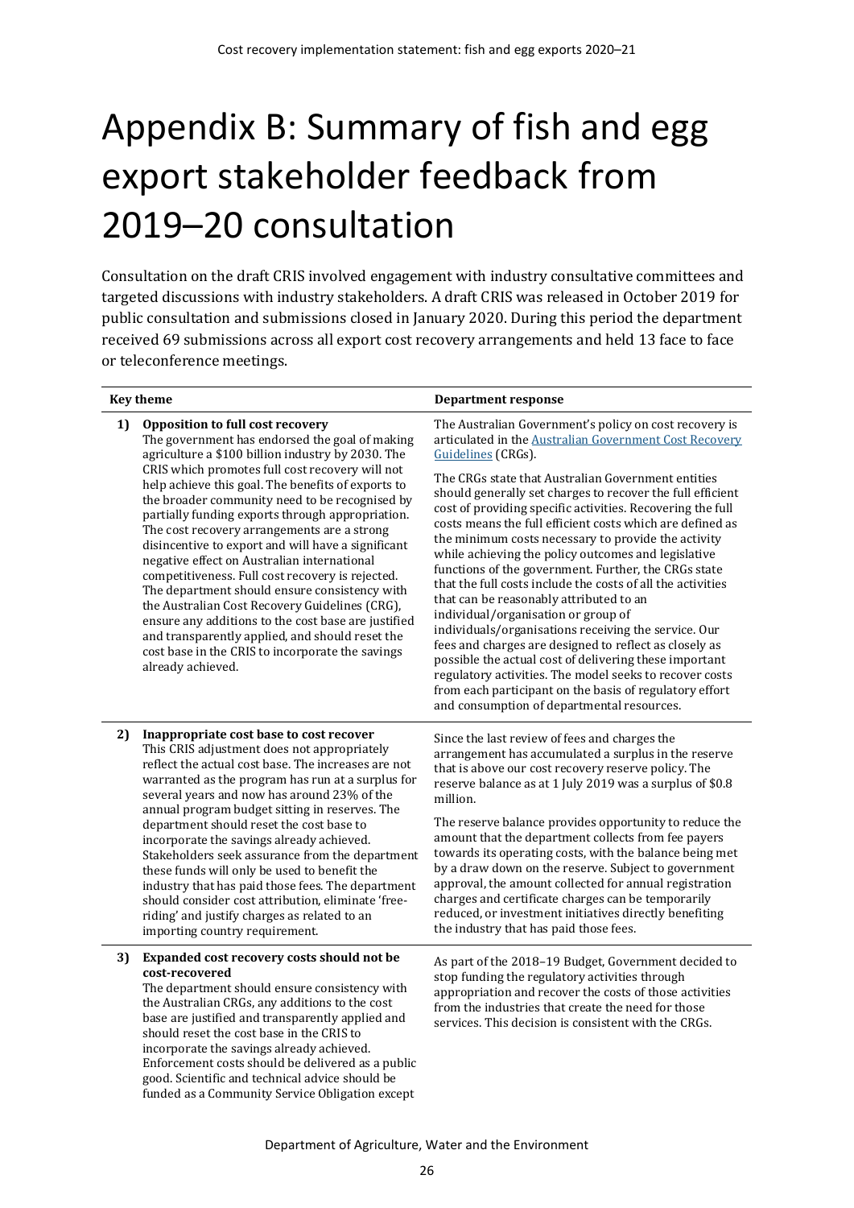# Appendix B: Summary of fish and egg export stakeholder feedback from 2019–20 consultation

Consultation on the draft CRIS involved engagement with industry consultative committees and targeted discussions with industry stakeholders. A draft CRIS was released in October 2019 for public consultation and submissions closed in January 2020. During this period the department received 69 submissions across all export cost recovery arrangements and held 13 face to face or teleconference meetings.

| | Key theme | Department response |
|---|---|---|
| 1) | **Opposition to full cost recovery** The government has endorsed the goal of making agriculture a $100 billion industry by 2030. The CRIS which promotes full cost recovery will not help achieve this goal. The benefits of exports to the broader community need to be recognised by partially funding exports through appropriation. The cost recovery arrangements are a strong disincentive to export and will have a significant negative effect on Australian international competitiveness. Full cost recovery is rejected. The department should ensure consistency with the Australian Cost Recovery Guidelines (CRG), ensure any additions to the cost base are justified and transparently applied, and should reset the cost base in the CRIS to incorporate the savings already achieved. | The Australian Government's policy on cost recovery is articulated in the [Australian Government Cost Recovery Guidelines]() (CRGs). The CRGs state that Australian Government entities should generally set charges to recover the full efficient cost of providing specific activities. Recovering the full costs means the full efficient costs which are defined as the minimum costs necessary to provide the activity while achieving the policy outcomes and legislative functions of the government. Further, the CRGs state that the full costs include the costs of all the activities that can be reasonably attributed to an individual/organisation or group of individuals/organisations receiving the service. Our fees and charges are designed to reflect as closely as possible the actual cost of delivering these important regulatory activities. The model seeks to recover costs from each participant on the basis of regulatory effort and consumption of departmental resources. |
| 2) | **Inappropriate cost base to cost recover** This CRIS adjustment does not appropriately reflect the actual cost base. The increases are not warranted as the program has run at a surplus for several years and now has around 23% of the annual program budget sitting in reserves. The department should reset the cost base to incorporate the savings already achieved. Stakeholders seek assurance from the department these funds will only be used to benefit the industry that has paid those fees. The department should consider cost attribution, eliminate 'free-riding' and justify charges as related to an importing country requirement. | Since the last review of fees and charges the arrangement has accumulated a surplus in the reserve that is above our cost recovery reserve policy. The reserve balance as at 1 July 2019 was a surplus of $0.8 million. The reserve balance provides opportunity to reduce the amount that the department collects from fee payers towards its operating costs, with the balance being met by a draw down on the reserve. Subject to government approval, the amount collected for annual registration charges and certificate charges can be temporarily reduced, or investment initiatives directly benefiting the industry that has paid those fees. |
| 3) | **Expanded cost recovery costs should not be cost-recovered** The department should ensure consistency with the Australian CRGs, any additions to the cost base are justified and transparently applied and should reset the cost base in the CRIS to incorporate the savings already achieved. Enforcement costs should be delivered as a public good. Scientific and technical advice should be funded as a Community Service Obligation except | As part of the 2018–19 Budget, Government decided to stop funding the regulatory activities through appropriation and recover the costs of those activities from the industries that create the need for those services. This decision is consistent with the CRGs. |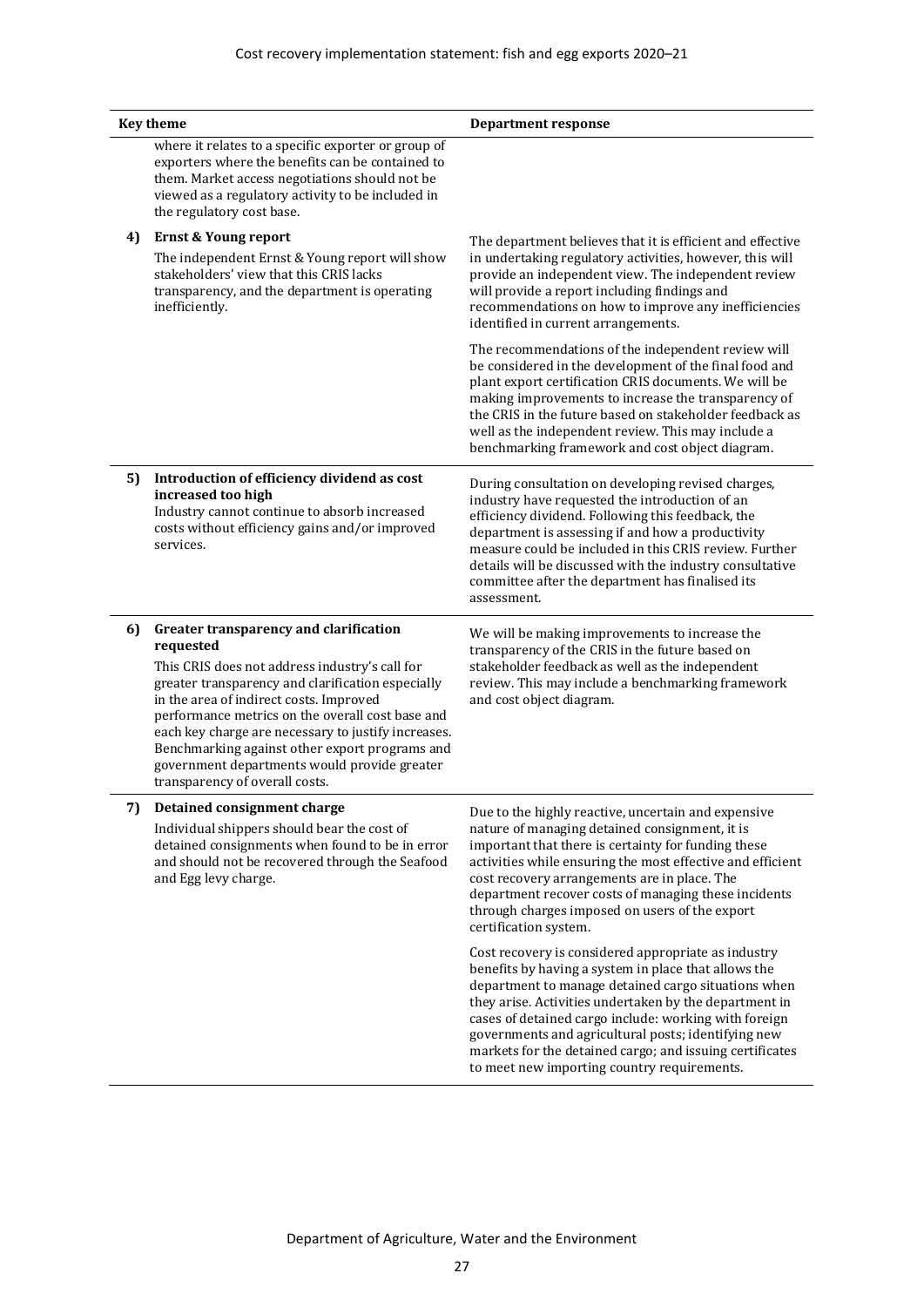| Key theme | Department response |
|---|---|
| where it relates to a specific exporter or group of exporters where the benefits can be contained to them. Market access negotiations should not be viewed as a regulatory activity to be included in the regulatory cost base. | |
| **4) Ernst & Young report**<br>The independent Ernst & Young report will show stakeholders' view that this CRIS lacks transparency, and the department is operating inefficiently. | The department believes that it is efficient and effective in undertaking regulatory activities, however, this will provide an independent view. The independent review will provide a report including findings and recommendations on how to improve any inefficiencies identified in current arrangements.<br><br>The recommendations of the independent review will be considered in the development of the final food and plant export certification CRIS documents. We will be making improvements to increase the transparency of the CRIS in the future based on stakeholder feedback as well as the independent review. This may include a benchmarking framework and cost object diagram. |
| **5) Introduction of efficiency dividend as cost increased too high**<br>Industry cannot continue to absorb increased costs without efficiency gains and/or improved services. | During consultation on developing revised charges, industry have requested the introduction of an efficiency dividend. Following this feedback, the department is assessing if and how a productivity measure could be included in this CRIS review. Further details will be discussed with the industry consultative committee after the department has finalised its assessment. |
| **6) Greater transparency and clarification requested**<br>This CRIS does not address industry's call for greater transparency and clarification especially in the area of indirect costs. Improved performance metrics on the overall cost base and each key charge are necessary to justify increases. Benchmarking against other export programs and government departments would provide greater transparency of overall costs. | We will be making improvements to increase the transparency of the CRIS in the future based on stakeholder feedback as well as the independent review. This may include a benchmarking framework and cost object diagram. |
| **7) Detained consignment charge**<br>Individual shippers should bear the cost of detained consignments when found to be in error and should not be recovered through the Seafood and Egg levy charge. | Due to the highly reactive, uncertain and expensive nature of managing detained consignment, it is important that there is certainty for funding these activities while ensuring the most effective and efficient cost recovery arrangements are in place. The department recover costs of managing these incidents through charges imposed on users of the export certification system.<br><br>Cost recovery is considered appropriate as industry benefits by having a system in place that allows the department to manage detained cargo situations when they arise. Activities undertaken by the department in cases of detained cargo include: working with foreign governments and agricultural posts; identifying new markets for the detained cargo; and issuing certificates to meet new importing country requirements. |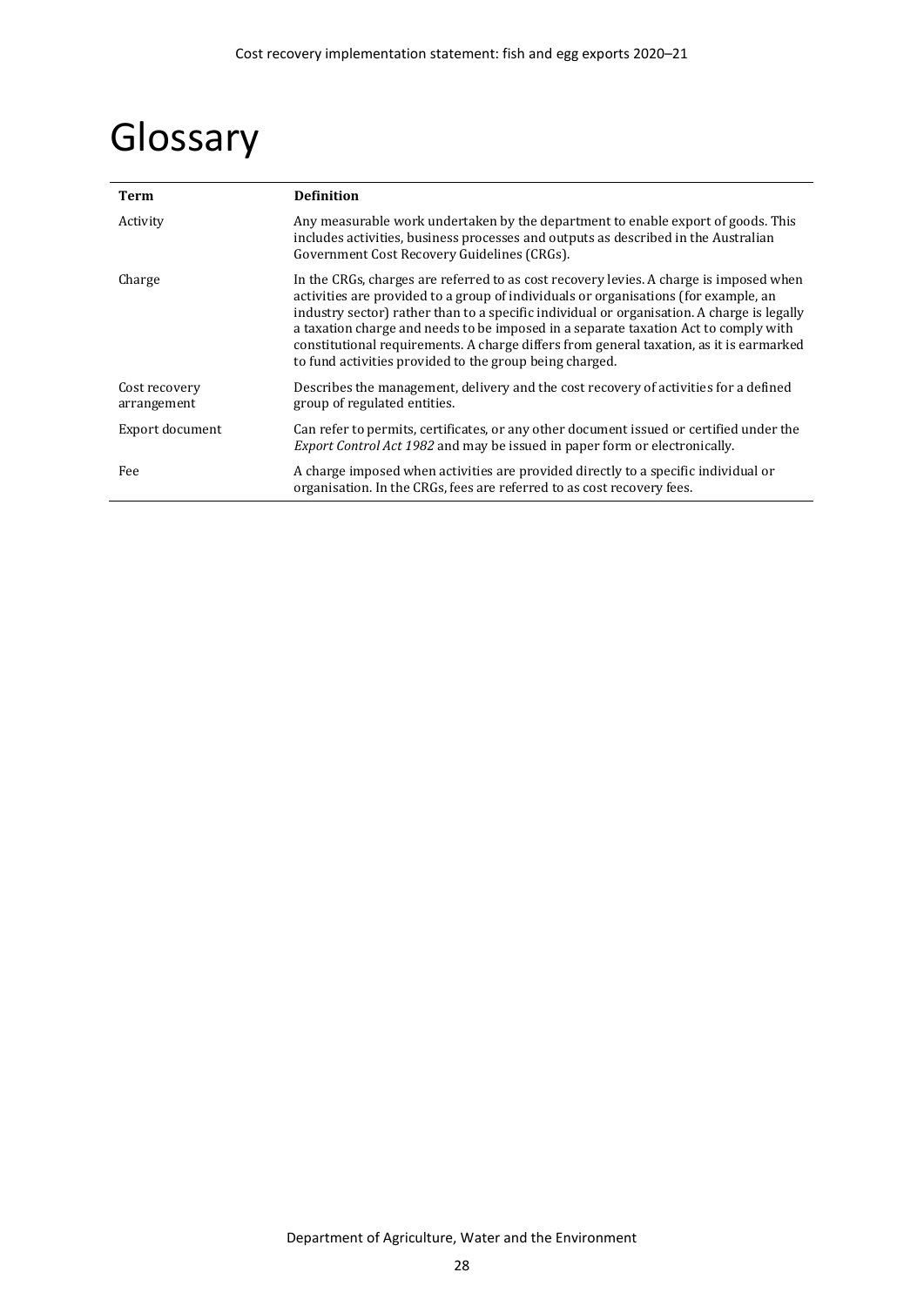# Glossary

| Term | Definition |
|---|---|
| Activity | Any measurable work undertaken by the department to enable export of goods. This includes activities, business processes and outputs as described in the Australian Government Cost Recovery Guidelines (CRGs). |
| Charge | In the CRGs, charges are referred to as cost recovery levies. A charge is imposed when activities are provided to a group of individuals or organisations (for example, an industry sector) rather than to a specific individual or organisation. A charge is legally a taxation charge and needs to be imposed in a separate taxation Act to comply with constitutional requirements. A charge differs from general taxation, as it is earmarked to fund activities provided to the group being charged. |
| Cost recovery arrangement | Describes the management, delivery and the cost recovery of activities for a defined group of regulated entities. |
| Export document | Can refer to permits, certificates, or any other document issued or certified under the *Export Control Act 1982* and may be issued in paper form or electronically. |
| Fee | A charge imposed when activities are provided directly to a specific individual or organisation. In the CRGs, fees are referred to as cost recovery fees. |